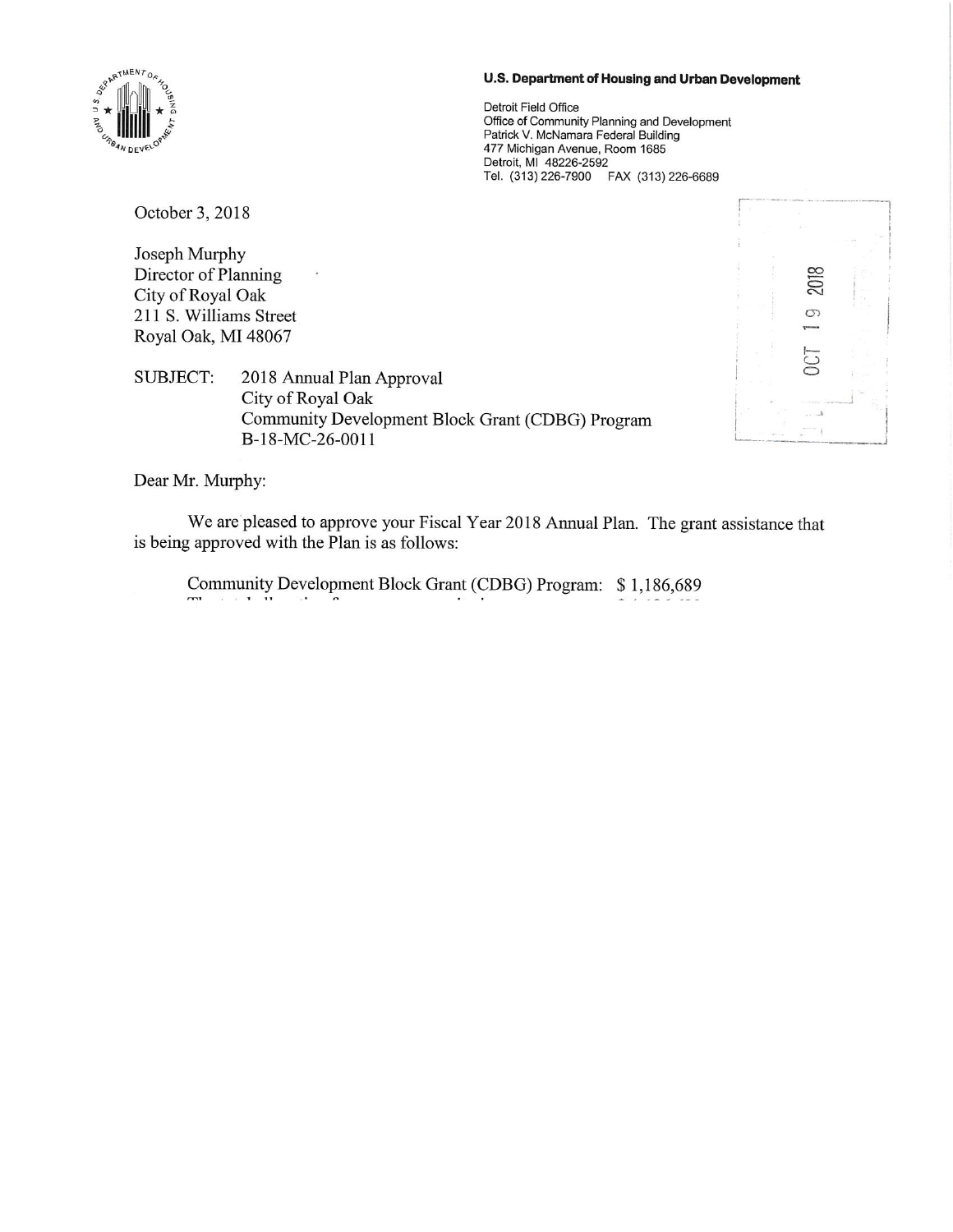**U.S. Department of Housing and Urban Development**

Detroit Field Office
Office of Community Planning and Development
Patrick V. McNamara Federal Building
477 Michigan Avenue, Room 1685
Detroit, MI 48226-2592
Tel. (313) 226-7900 FAX (313) 226-6689

OCT 19 2018

October 3, 2018

Joseph Murphy
Director of Planning
City of Royal Oak
211 S. Williams Street
Royal Oak, MI 48067

SUBJECT: 2018 Annual Plan Approval
City of Royal Oak
Community Development Block Grant (CDBG) Program
B-18-MC-26-0011

Dear Mr. Murphy:

We are pleased to approve your Fiscal Year 2018 Annual Plan. The grant assistance that is being approved with the Plan is as follows:

Community Development Block Grant (CDBG) Program: $ 1,186,689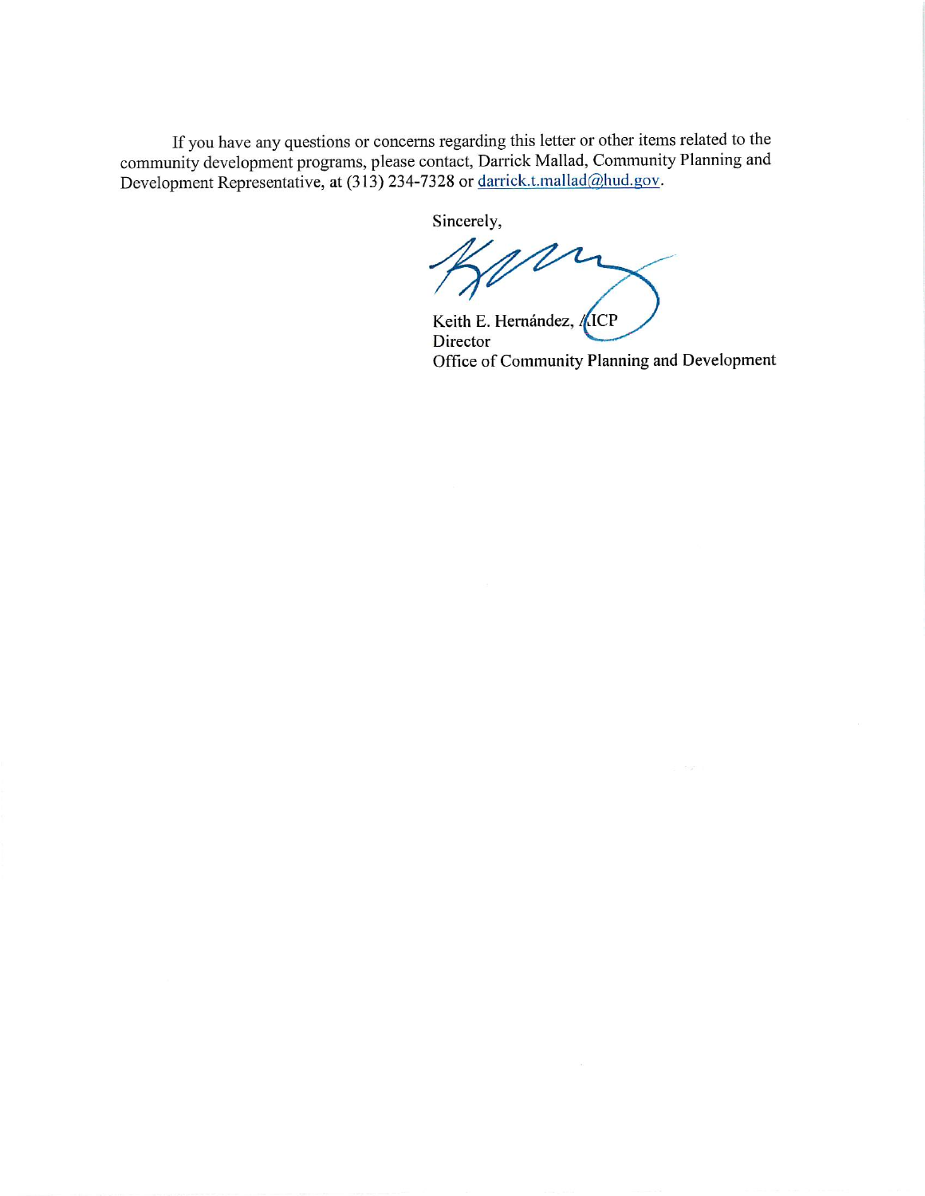If you have any questions or concerns regarding this letter or other items related to the community development programs, please contact, Darrick Mallad, Community Planning and Development Representative, at (313) 234-7328 or darrick.t.mallad@hud.gov.

Sincerely,

Keith E. Hernández, AICP
Director
Office of Community Planning and Development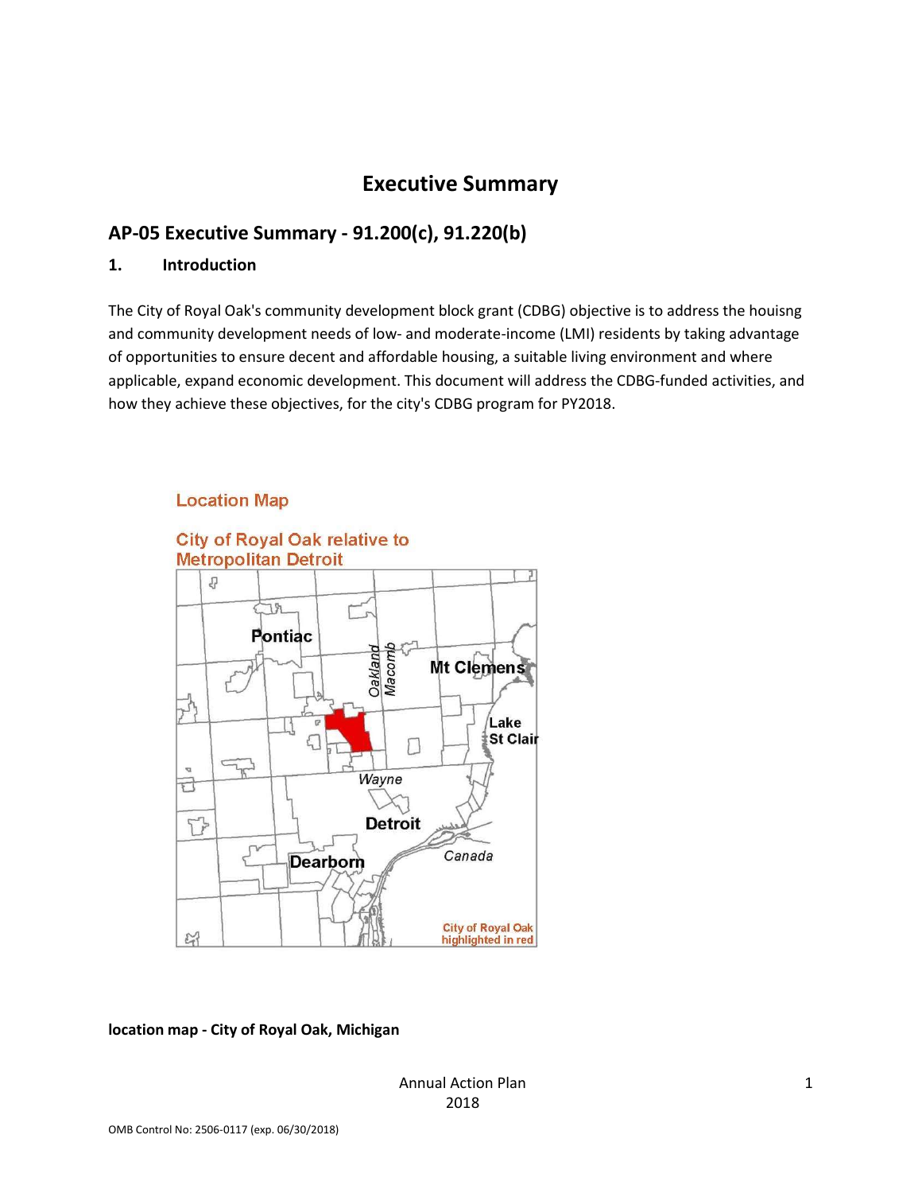# Executive Summary

## AP-05 Executive Summary - 91.200(c), 91.220(b)

### 1. Introduction

The City of Royal Oak's community development block grant (CDBG) objective is to address the houisng and community development needs of low- and moderate-income (LMI) residents by taking advantage of opportunities to ensure decent and affordable housing, a suitable living environment and where applicable, expand economic development. This document will address the CDBG-funded activities, and how they achieve these objectives, for the city's CDBG program for PY2018.

**location map - City of Royal Oak, Michigan**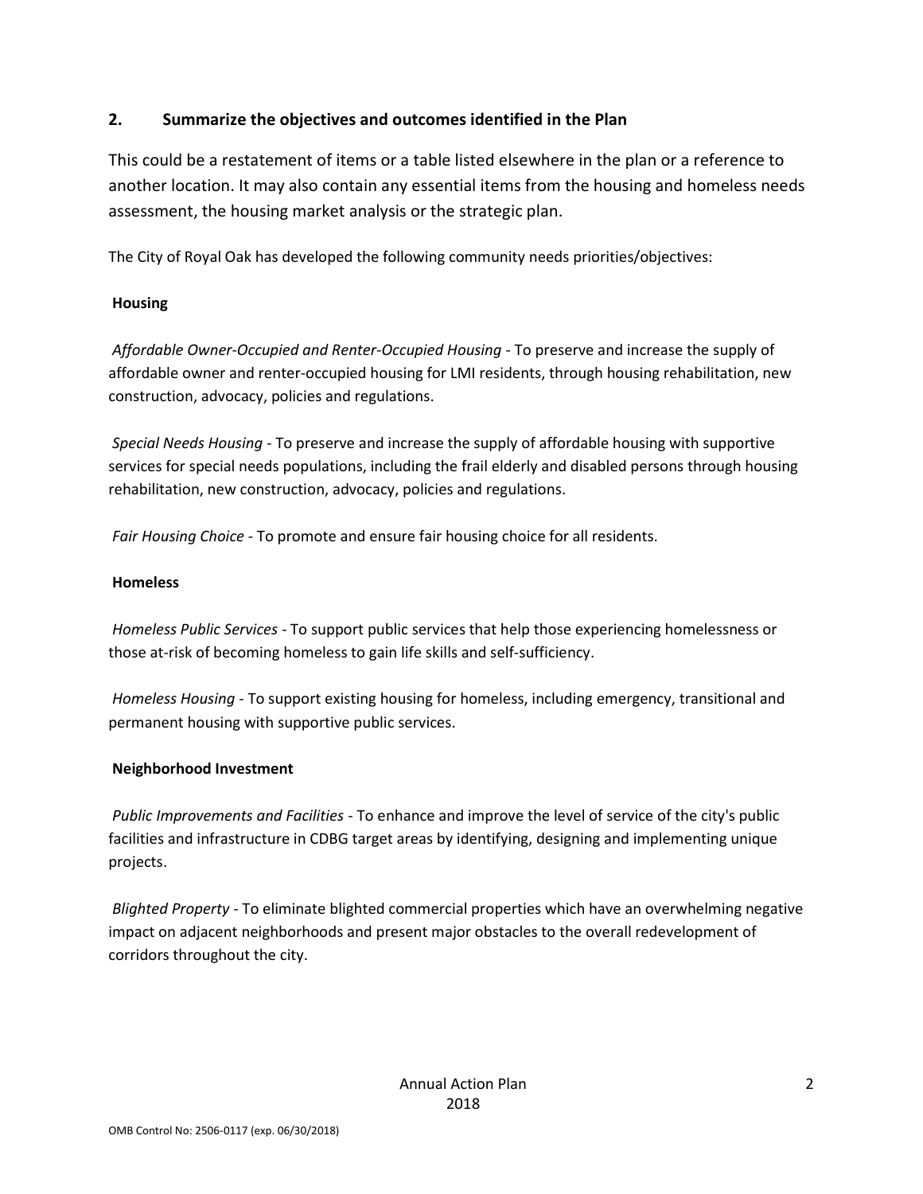## 2. Summarize the objectives and outcomes identified in the Plan

This could be a restatement of items or a table listed elsewhere in the plan or a reference to another location. It may also contain any essential items from the housing and homeless needs assessment, the housing market analysis or the strategic plan.

The City of Royal Oak has developed the following community needs priorities/objectives:

**Housing**

*Affordable Owner-Occupied and Renter-Occupied Housing* - To preserve and increase the supply of affordable owner and renter-occupied housing for LMI residents, through housing rehabilitation, new construction, advocacy, policies and regulations.

*Special Needs Housing* - To preserve and increase the supply of affordable housing with supportive services for special needs populations, including the frail elderly and disabled persons through housing rehabilitation, new construction, advocacy, policies and regulations.

*Fair Housing Choice* - To promote and ensure fair housing choice for all residents.

**Homeless**

*Homeless Public Services* - To support public services that help those experiencing homelessness or those at-risk of becoming homeless to gain life skills and self-sufficiency.

*Homeless Housing* - To support existing housing for homeless, including emergency, transitional and permanent housing with supportive public services.

**Neighborhood Investment**

*Public Improvements and Facilities* - To enhance and improve the level of service of the city's public facilities and infrastructure in CDBG target areas by identifying, designing and implementing unique projects.

*Blighted Property* - To eliminate blighted commercial properties which have an overwhelming negative impact on adjacent neighborhoods and present major obstacles to the overall redevelopment of corridors throughout the city.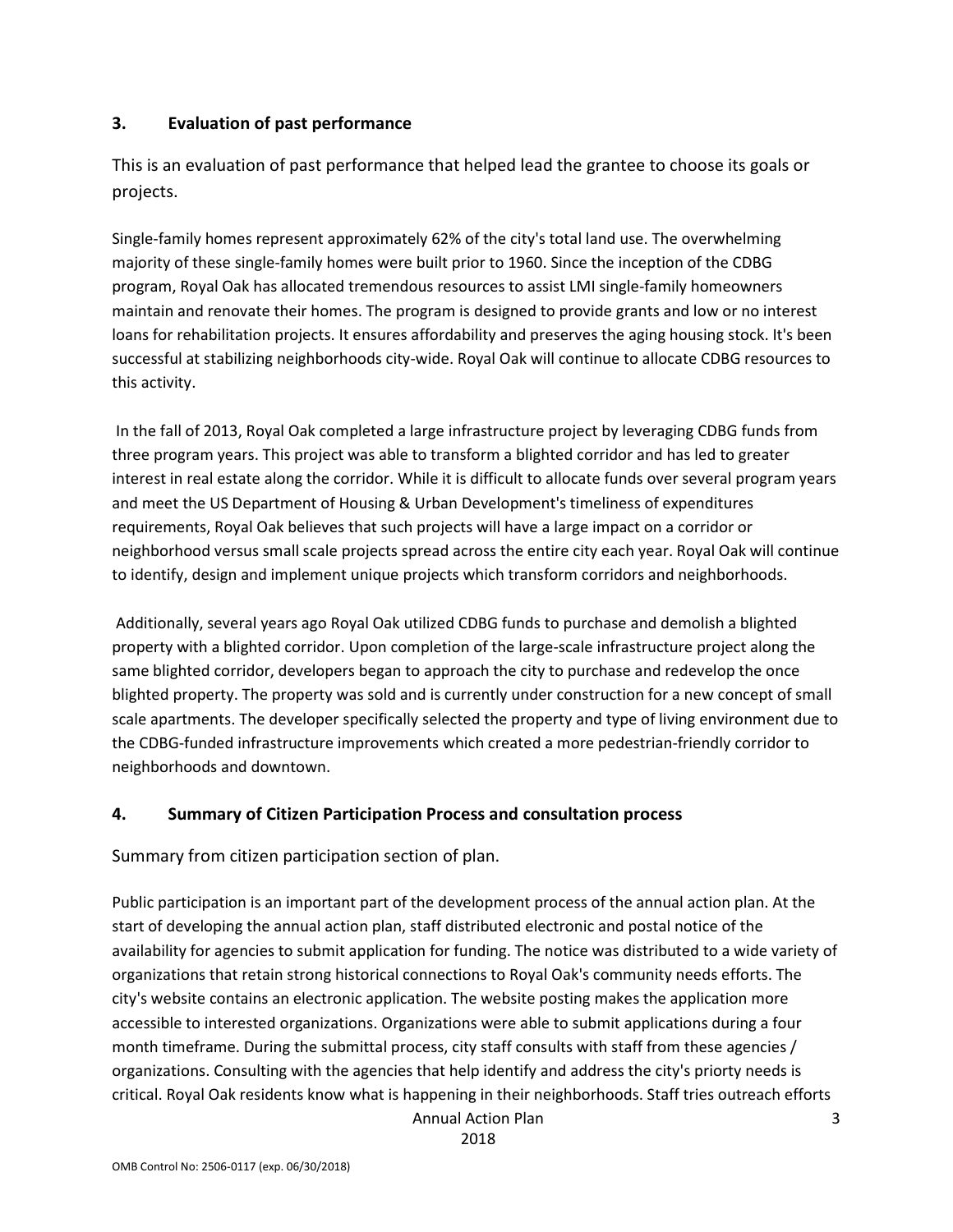## 3. Evaluation of past performance

This is an evaluation of past performance that helped lead the grantee to choose its goals or projects.

Single-family homes represent approximately 62% of the city's total land use. The overwhelming majority of these single-family homes were built prior to 1960. Since the inception of the CDBG program, Royal Oak has allocated tremendous resources to assist LMI single-family homeowners maintain and renovate their homes. The program is designed to provide grants and low or no interest loans for rehabilitation projects. It ensures affordability and preserves the aging housing stock. It's been successful at stabilizing neighborhoods city-wide. Royal Oak will continue to allocate CDBG resources to this activity.

In the fall of 2013, Royal Oak completed a large infrastructure project by leveraging CDBG funds from three program years. This project was able to transform a blighted corridor and has led to greater interest in real estate along the corridor. While it is difficult to allocate funds over several program years and meet the US Department of Housing & Urban Development's timeliness of expenditures requirements, Royal Oak believes that such projects will have a large impact on a corridor or neighborhood versus small scale projects spread across the entire city each year. Royal Oak will continue to identify, design and implement unique projects which transform corridors and neighborhoods.

Additionally, several years ago Royal Oak utilized CDBG funds to purchase and demolish a blighted property with a blighted corridor. Upon completion of the large-scale infrastructure project along the same blighted corridor, developers began to approach the city to purchase and redevelop the once blighted property. The property was sold and is currently under construction for a new concept of small scale apartments. The developer specifically selected the property and type of living environment due to the CDBG-funded infrastructure improvements which created a more pedestrian-friendly corridor to neighborhoods and downtown.

## 4. Summary of Citizen Participation Process and consultation process

Summary from citizen participation section of plan.

Public participation is an important part of the development process of the annual action plan. At the start of developing the annual action plan, staff distributed electronic and postal notice of the availability for agencies to submit application for funding. The notice was distributed to a wide variety of organizations that retain strong historical connections to Royal Oak's community needs efforts. The city's website contains an electronic application. The website posting makes the application more accessible to interested organizations. Organizations were able to submit applications during a four month timeframe. During the submittal process, city staff consults with staff from these agencies / organizations. Consulting with the agencies that help identify and address the city's priorty needs is critical. Royal Oak residents know what is happening in their neighborhoods. Staff tries outreach efforts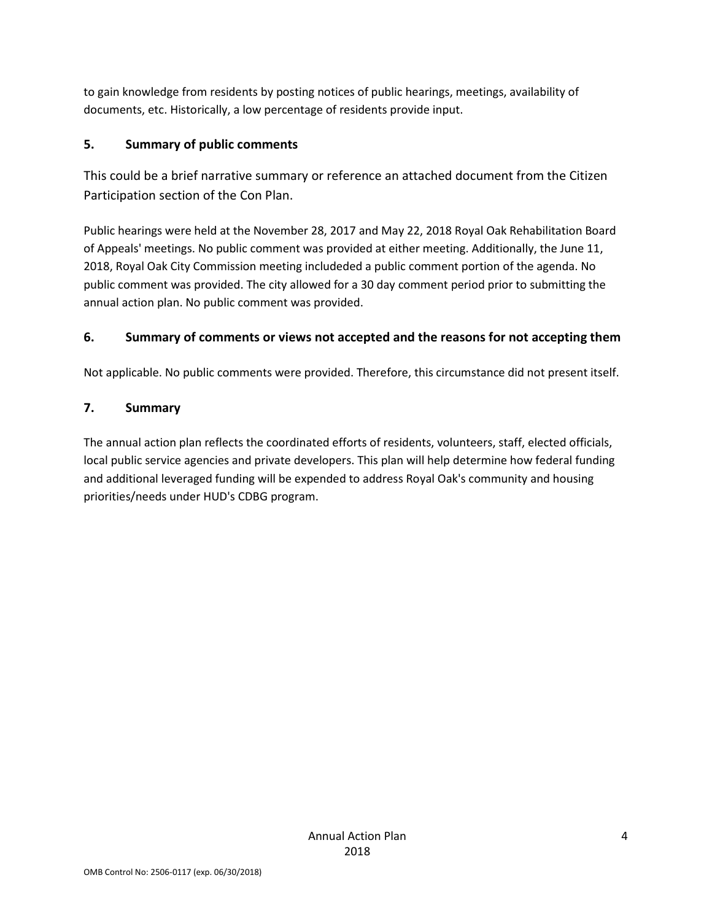to gain knowledge from residents by posting notices of public hearings, meetings, availability of documents, etc. Historically, a low percentage of residents provide input.

## 5. Summary of public comments

This could be a brief narrative summary or reference an attached document from the Citizen Participation section of the Con Plan.

Public hearings were held at the November 28, 2017 and May 22, 2018 Royal Oak Rehabilitation Board of Appeals' meetings. No public comment was provided at either meeting. Additionally, the June 11, 2018, Royal Oak City Commission meeting includeded a public comment portion of the agenda. No public comment was provided. The city allowed for a 30 day comment period prior to submitting the annual action plan. No public comment was provided.

## 6. Summary of comments or views not accepted and the reasons for not accepting them

Not applicable. No public comments were provided. Therefore, this circumstance did not present itself.

## 7. Summary

The annual action plan reflects the coordinated efforts of residents, volunteers, staff, elected officials, local public service agencies and private developers. This plan will help determine how federal funding and additional leveraged funding will be expended to address Royal Oak's community and housing priorities/needs under HUD's CDBG program.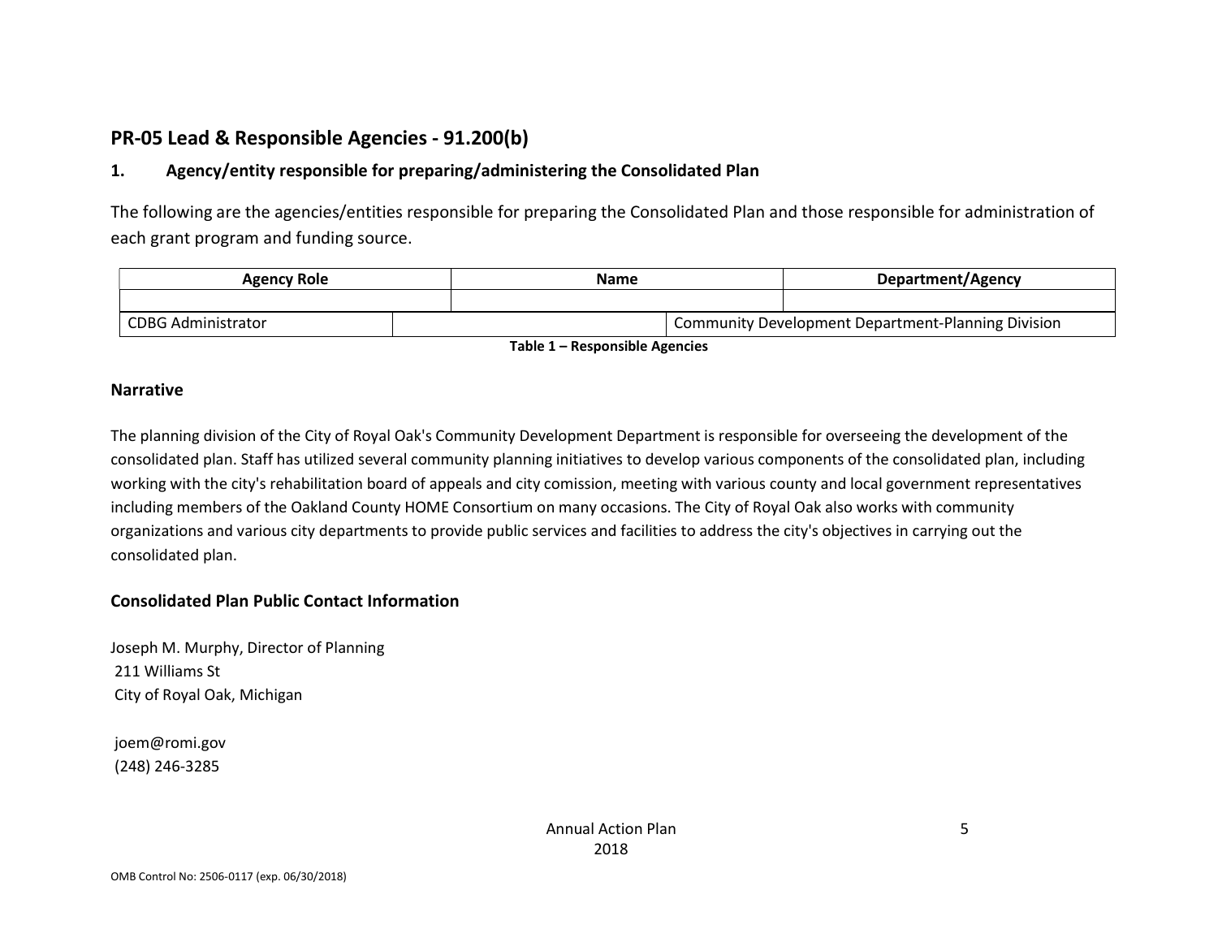## PR-05 Lead & Responsible Agencies - 91.200(b)

### 1. Agency/entity responsible for preparing/administering the Consolidated Plan

The following are the agencies/entities responsible for preparing the Consolidated Plan and those responsible for administration of each grant program and funding source.

| Agency Role | Name | Department/Agency |
|---|---|---|
| | | |
| CDBG Administrator | | Community Development Department-Planning Division |

**Table 1 – Responsible Agencies**

### Narrative

The planning division of the City of Royal Oak's Community Development Department is responsible for overseeing the development of the consolidated plan. Staff has utilized several community planning initiatives to develop various components of the consolidated plan, including working with the city's rehabilitation board of appeals and city comission, meeting with various county and local government representatives including members of the Oakland County HOME Consortium on many occasions. The City of Royal Oak also works with community organizations and various city departments to provide public services and facilities to address the city's objectives in carrying out the consolidated plan.

### Consolidated Plan Public Contact Information

Joseph M. Murphy, Director of Planning
211 Williams St
City of Royal Oak, Michigan

joem@romi.gov
(248) 246-3285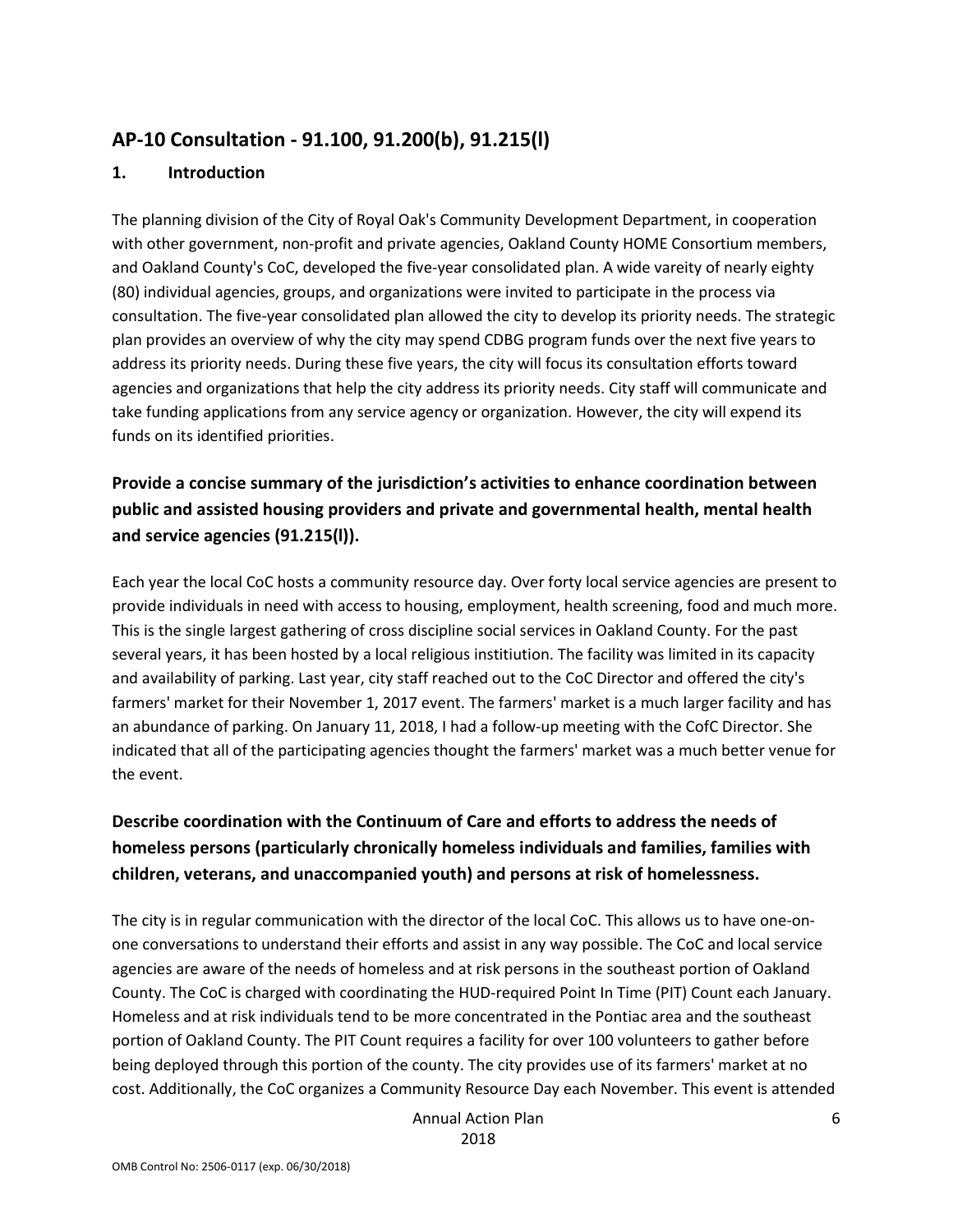## AP-10 Consultation - 91.100, 91.200(b), 91.215(l)

### 1. Introduction

The planning division of the City of Royal Oak's Community Development Department, in cooperation with other government, non-profit and private agencies, Oakland County HOME Consortium members, and Oakland County's CoC, developed the five-year consolidated plan. A wide vareity of nearly eighty (80) individual agencies, groups, and organizations were invited to participate in the process via consultation. The five-year consolidated plan allowed the city to develop its priority needs. The strategic plan provides an overview of why the city may spend CDBG program funds over the next five years to address its priority needs. During these five years, the city will focus its consultation efforts toward agencies and organizations that help the city address its priority needs. City staff will communicate and take funding applications from any service agency or organization. However, the city will expend its funds on its identified priorities.

### Provide a concise summary of the jurisdiction's activities to enhance coordination between public and assisted housing providers and private and governmental health, mental health and service agencies (91.215(l)).

Each year the local CoC hosts a community resource day. Over forty local service agencies are present to provide individuals in need with access to housing, employment, health screening, food and much more. This is the single largest gathering of cross discipline social services in Oakland County. For the past several years, it has been hosted by a local religious institiution. The facility was limited in its capacity and availability of parking. Last year, city staff reached out to the CoC Director and offered the city's farmers' market for their November 1, 2017 event. The farmers' market is a much larger facility and has an abundance of parking. On January 11, 2018, I had a follow-up meeting with the CofC Director. She indicated that all of the participating agencies thought the farmers' market was a much better venue for the event.

### Describe coordination with the Continuum of Care and efforts to address the needs of homeless persons (particularly chronically homeless individuals and families, families with children, veterans, and unaccompanied youth) and persons at risk of homelessness.

The city is in regular communication with the director of the local CoC. This allows us to have one-on-one conversations to understand their efforts and assist in any way possible. The CoC and local service agencies are aware of the needs of homeless and at risk persons in the southeast portion of Oakland County. The CoC is charged with coordinating the HUD-required Point In Time (PIT) Count each January. Homeless and at risk individuals tend to be more concentrated in the Pontiac area and the southeast portion of Oakland County. The PIT Count requires a facility for over 100 volunteers to gather before being deployed through this portion of the county. The city provides use of its farmers' market at no cost. Additionally, the CoC organizes a Community Resource Day each November. This event is attended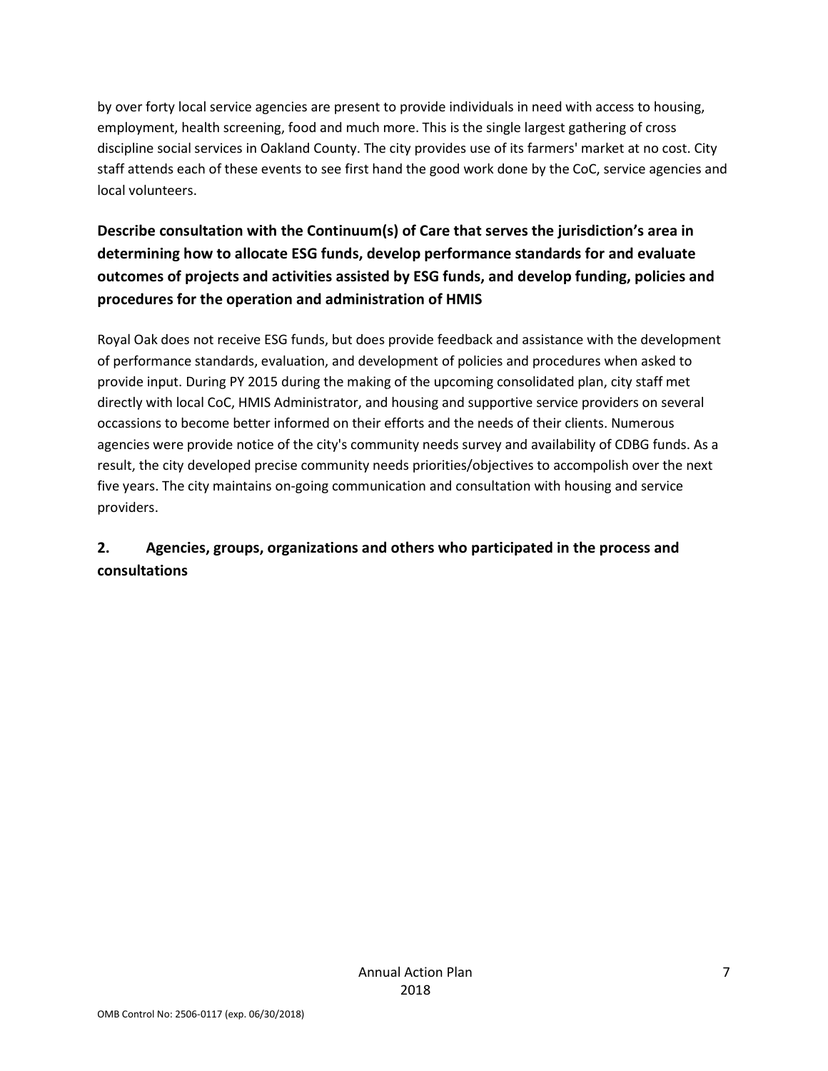by over forty local service agencies are present to provide individuals in need with access to housing, employment, health screening, food and much more. This is the single largest gathering of cross discipline social services in Oakland County. The city provides use of its farmers' market at no cost. City staff attends each of these events to see first hand the good work done by the CoC, service agencies and local volunteers.

**Describe consultation with the Continuum(s) of Care that serves the jurisdiction's area in determining how to allocate ESG funds, develop performance standards for and evaluate outcomes of projects and activities assisted by ESG funds, and develop funding, policies and procedures for the operation and administration of HMIS**

Royal Oak does not receive ESG funds, but does provide feedback and assistance with the development of performance standards, evaluation, and development of policies and procedures when asked to provide input. During PY 2015 during the making of the upcoming consolidated plan, city staff met directly with local CoC, HMIS Administrator, and housing and supportive service providers on several occassions to become better informed on their efforts and the needs of their clients. Numerous agencies were provide notice of the city's community needs survey and availability of CDBG funds. As a result, the city developed precise community needs priorities/objectives to accompolish over the next five years. The city maintains on-going communication and consultation with housing and service providers.

**2. Agencies, groups, organizations and others who participated in the process and consultations**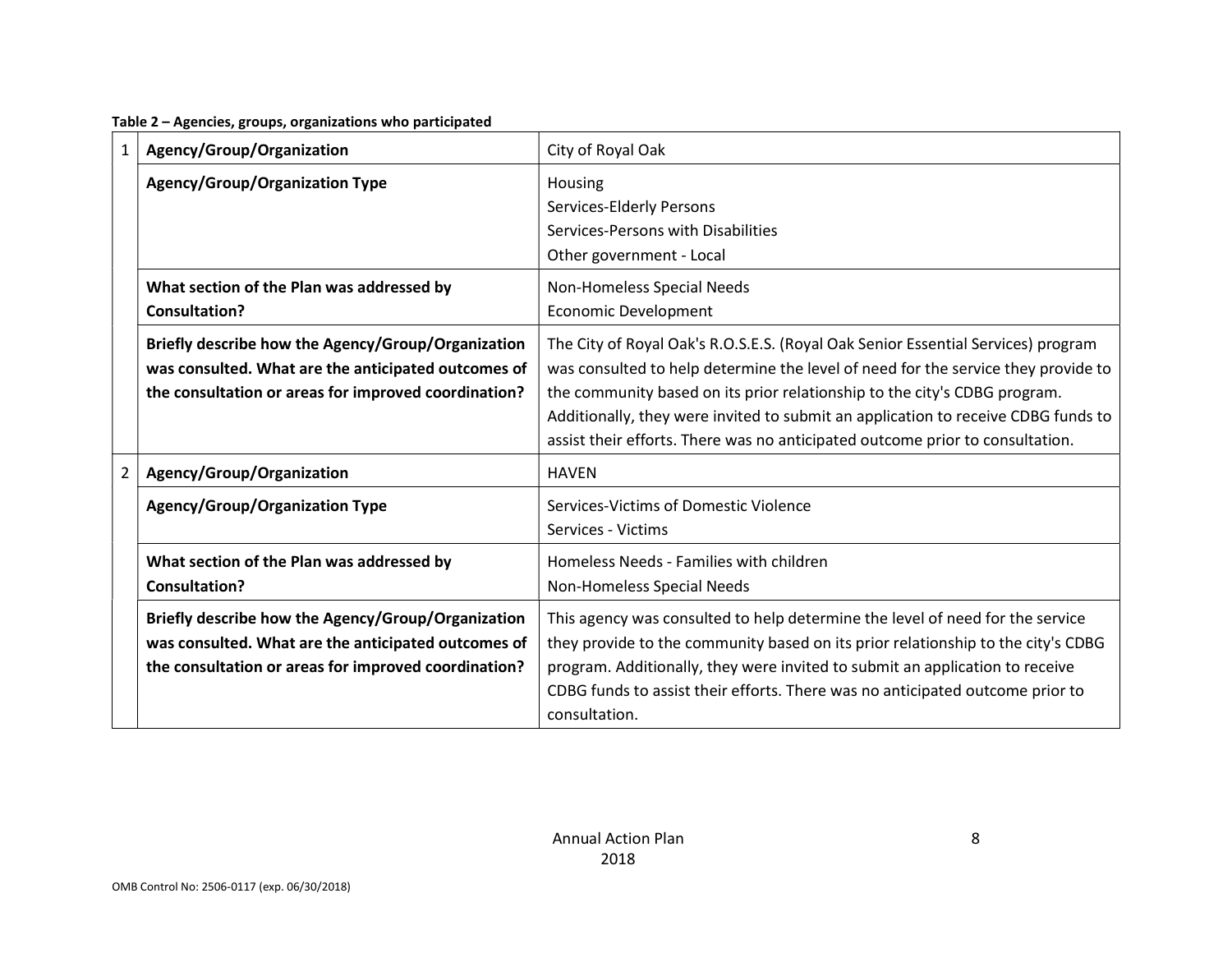**Table 2 – Agencies, groups, organizations who participated**

| | | |
|---|---|---|
| 1 | **Agency/Group/Organization** | City of Royal Oak |
| | **Agency/Group/Organization Type** | Housing<br>Services-Elderly Persons<br>Services-Persons with Disabilities<br>Other government - Local |
| | **What section of the Plan was addressed by Consultation?** | Non-Homeless Special Needs<br>Economic Development |
| | **Briefly describe how the Agency/Group/Organization was consulted. What are the anticipated outcomes of the consultation or areas for improved coordination?** | The City of Royal Oak's R.O.S.E.S. (Royal Oak Senior Essential Services) program was consulted to help determine the level of need for the service they provide to the community based on its prior relationship to the city's CDBG program. Additionally, they were invited to submit an application to receive CDBG funds to assist their efforts. There was no anticipated outcome prior to consultation. |
| 2 | **Agency/Group/Organization** | HAVEN |
| | **Agency/Group/Organization Type** | Services-Victims of Domestic Violence<br>Services - Victims |
| | **What section of the Plan was addressed by Consultation?** | Homeless Needs - Families with children<br>Non-Homeless Special Needs |
| | **Briefly describe how the Agency/Group/Organization was consulted. What are the anticipated outcomes of the consultation or areas for improved coordination?** | This agency was consulted to help determine the level of need for the service they provide to the community based on its prior relationship to the city's CDBG program. Additionally, they were invited to submit an application to receive CDBG funds to assist their efforts. There was no anticipated outcome prior to consultation. |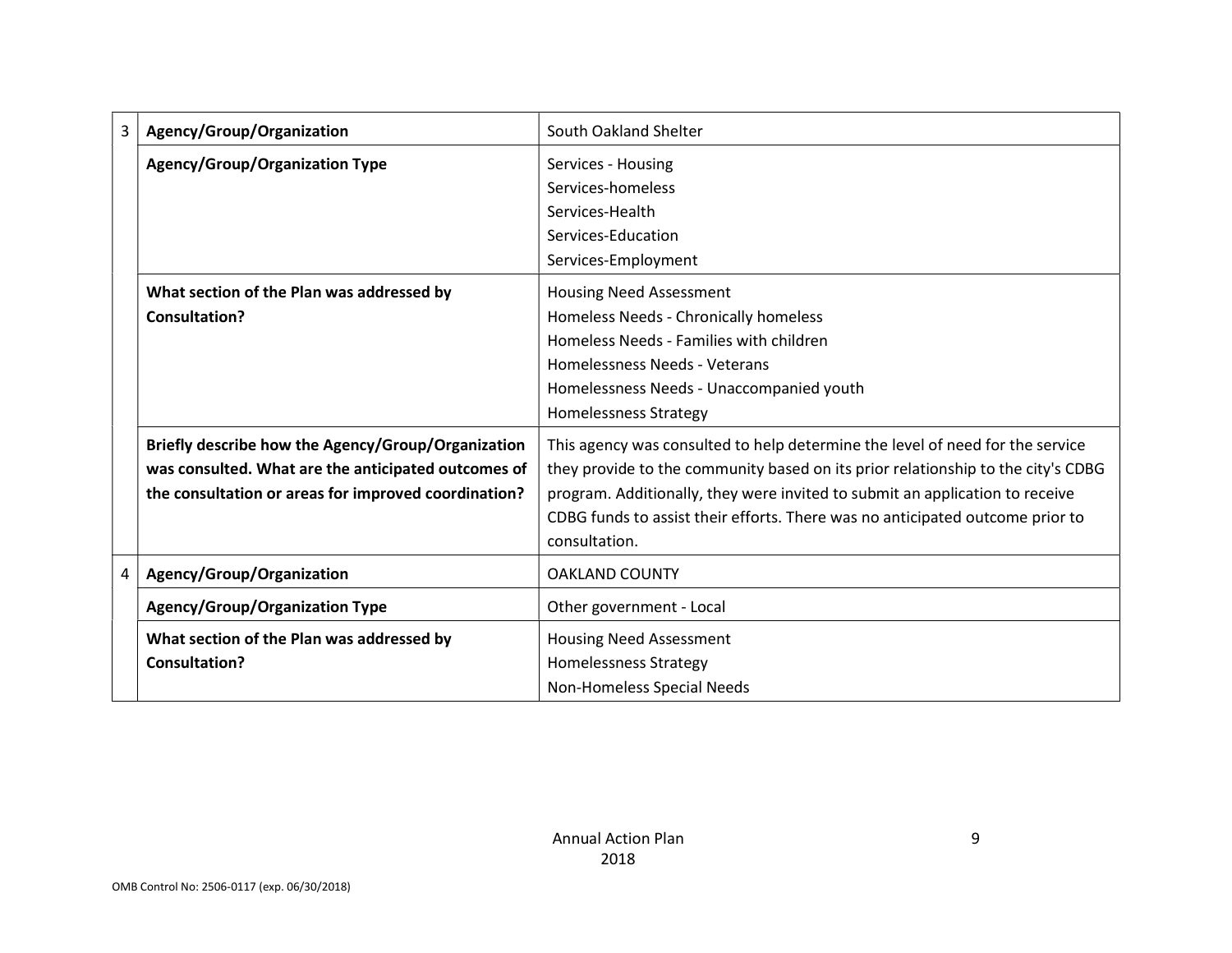| | | |
|---|---|---|
| 3 | **Agency/Group/Organization** | South Oakland Shelter |
| | **Agency/Group/Organization Type** | Services - Housing<br>Services-homeless<br>Services-Health<br>Services-Education<br>Services-Employment |
| | **What section of the Plan was addressed by Consultation?** | Housing Need Assessment<br>Homeless Needs - Chronically homeless<br>Homeless Needs - Families with children<br>Homelessness Needs - Veterans<br>Homelessness Needs - Unaccompanied youth<br>Homelessness Strategy |
| | **Briefly describe how the Agency/Group/Organization was consulted. What are the anticipated outcomes of the consultation or areas for improved coordination?** | This agency was consulted to help determine the level of need for the service they provide to the community based on its prior relationship to the city's CDBG program. Additionally, they were invited to submit an application to receive CDBG funds to assist their efforts. There was no anticipated outcome prior to consultation. |
| 4 | **Agency/Group/Organization** | OAKLAND COUNTY |
| | **Agency/Group/Organization Type** | Other government - Local |
| | **What section of the Plan was addressed by Consultation?** | Housing Need Assessment<br>Homelessness Strategy<br>Non-Homeless Special Needs |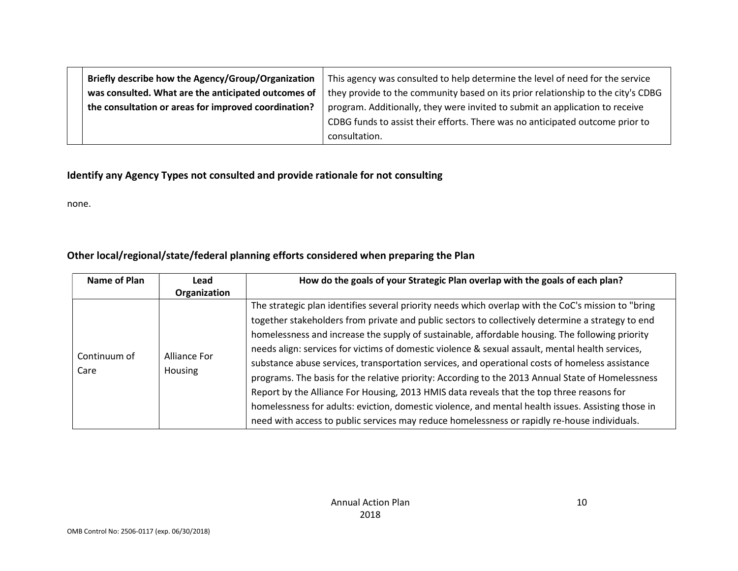| | Briefly describe how the Agency/Group/Organization was consulted. What are the anticipated outcomes of the consultation or areas for improved coordination? | This agency was consulted to help determine the level of need for the service they provide to the community based on its prior relationship to the city's CDBG program. Additionally, they were invited to submit an application to receive CDBG funds to assist their efforts. There was no anticipated outcome prior to consultation. |
|---|---|---|

### Identify any Agency Types not consulted and provide rationale for not consulting

none.

### Other local/regional/state/federal planning efforts considered when preparing the Plan

| Name of Plan | Lead Organization | How do the goals of your Strategic Plan overlap with the goals of each plan? |
|---|---|---|
| Continuum of Care | Alliance For Housing | The strategic plan identifies several priority needs which overlap with the CoC's mission to "bring together stakeholders from private and public sectors to collectively determine a strategy to end homelessness and increase the supply of sustainable, affordable housing. The following priority needs align: services for victims of domestic violence & sexual assault, mental health services, substance abuse services, transportation services, and operational costs of homeless assistance programs. The basis for the relative priority: According to the 2013 Annual State of Homelessness Report by the Alliance For Housing, 2013 HMIS data reveals that the top three reasons for homelessness for adults: eviction, domestic violence, and mental health issues. Assisting those in need with access to public services may reduce homelessness or rapidly re-house individuals. |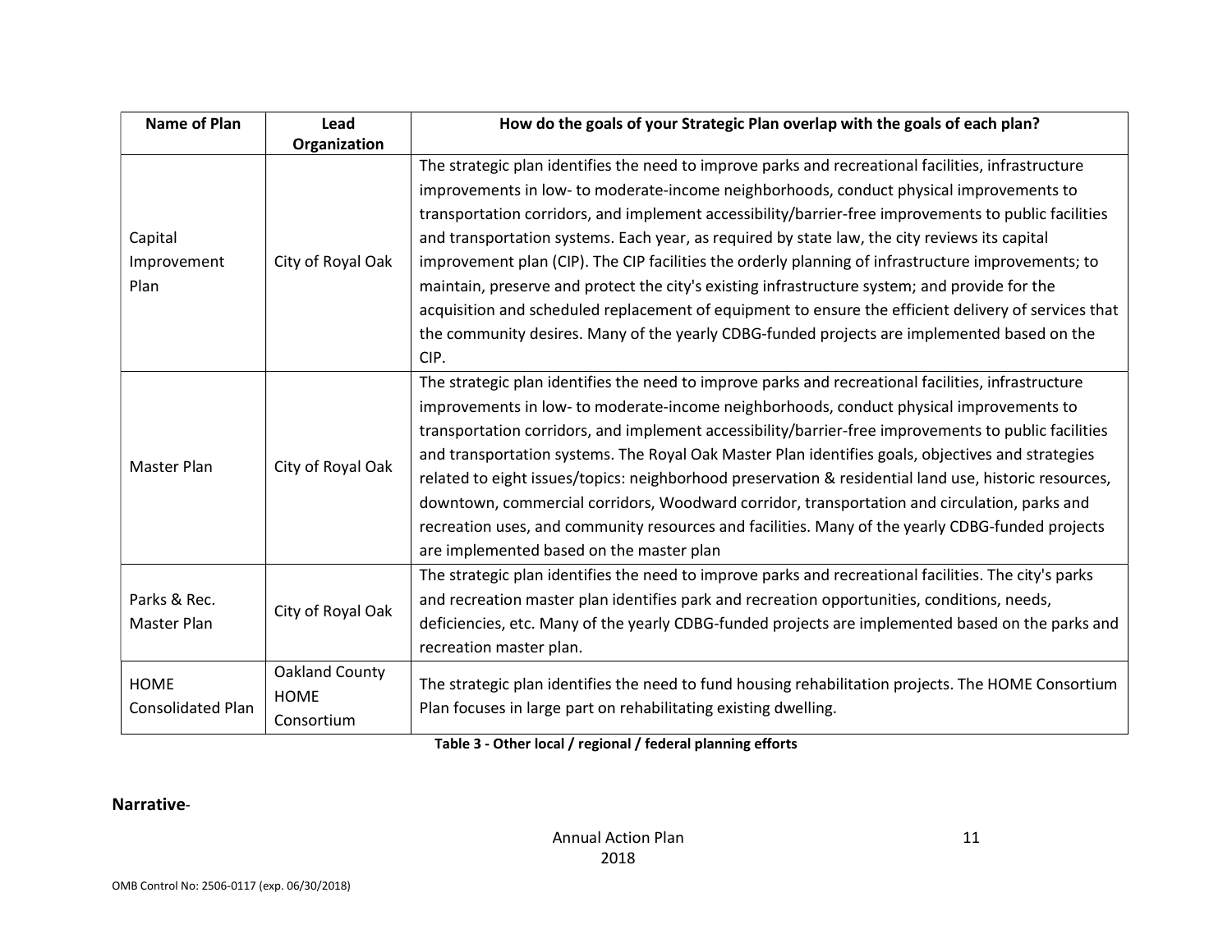| Name of Plan | Lead Organization | How do the goals of your Strategic Plan overlap with the goals of each plan? |
|---|---|---|
| Capital Improvement Plan | City of Royal Oak | The strategic plan identifies the need to improve parks and recreational facilities, infrastructure improvements in low- to moderate-income neighborhoods, conduct physical improvements to transportation corridors, and implement accessibility/barrier-free improvements to public facilities and transportation systems. Each year, as required by state law, the city reviews its capital improvement plan (CIP). The CIP facilities the orderly planning of infrastructure improvements; to maintain, preserve and protect the city's existing infrastructure system; and provide for the acquisition and scheduled replacement of equipment to ensure the efficient delivery of services that the community desires. Many of the yearly CDBG-funded projects are implemented based on the CIP. |
| Master Plan | City of Royal Oak | The strategic plan identifies the need to improve parks and recreational facilities, infrastructure improvements in low- to moderate-income neighborhoods, conduct physical improvements to transportation corridors, and implement accessibility/barrier-free improvements to public facilities and transportation systems. The Royal Oak Master Plan identifies goals, objectives and strategies related to eight issues/topics: neighborhood preservation & residential land use, historic resources, downtown, commercial corridors, Woodward corridor, transportation and circulation, parks and recreation uses, and community resources and facilities. Many of the yearly CDBG-funded projects are implemented based on the master plan |
| Parks & Rec. Master Plan | City of Royal Oak | The strategic plan identifies the need to improve parks and recreational facilities. The city's parks and recreation master plan identifies park and recreation opportunities, conditions, needs, deficiencies, etc. Many of the yearly CDBG-funded projects are implemented based on the parks and recreation master plan. |
| HOME Consolidated Plan | Oakland County HOME Consortium | The strategic plan identifies the need to fund housing rehabilitation projects. The HOME Consortium Plan focuses in large part on rehabilitating existing dwelling. |

**Table 3 - Other local / regional / federal planning efforts**

**Narrative**-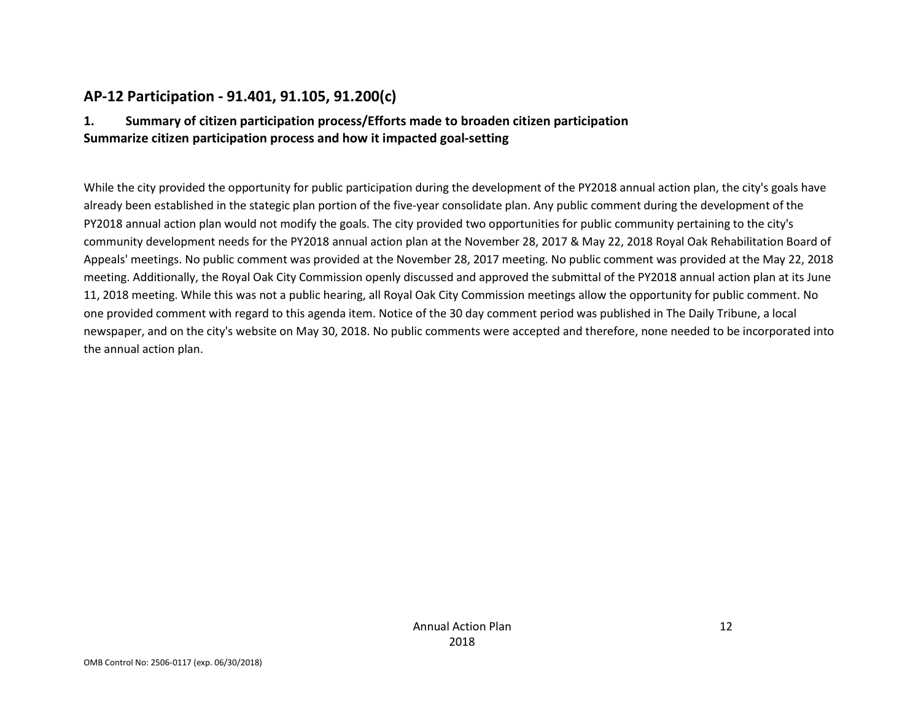## AP-12 Participation - 91.401, 91.105, 91.200(c)

### 1. Summary of citizen participation process/Efforts made to broaden citizen participation
### Summarize citizen participation process and how it impacted goal-setting

While the city provided the opportunity for public participation during the development of the PY2018 annual action plan, the city's goals have already been established in the stategic plan portion of the five-year consolidate plan. Any public comment during the development of the PY2018 annual action plan would not modify the goals. The city provided two opportunities for public community pertaining to the city's community development needs for the PY2018 annual action plan at the November 28, 2017 & May 22, 2018 Royal Oak Rehabilitation Board of Appeals' meetings. No public comment was provided at the November 28, 2017 meeting. No public comment was provided at the May 22, 2018 meeting. Additionally, the Royal Oak City Commission openly discussed and approved the submittal of the PY2018 annual action plan at its June 11, 2018 meeting. While this was not a public hearing, all Royal Oak City Commission meetings allow the opportunity for public comment. No one provided comment with regard to this agenda item. Notice of the 30 day comment period was published in The Daily Tribune, a local newspaper, and on the city's website on May 30, 2018. No public comments were accepted and therefore, none needed to be incorporated into the annual action plan.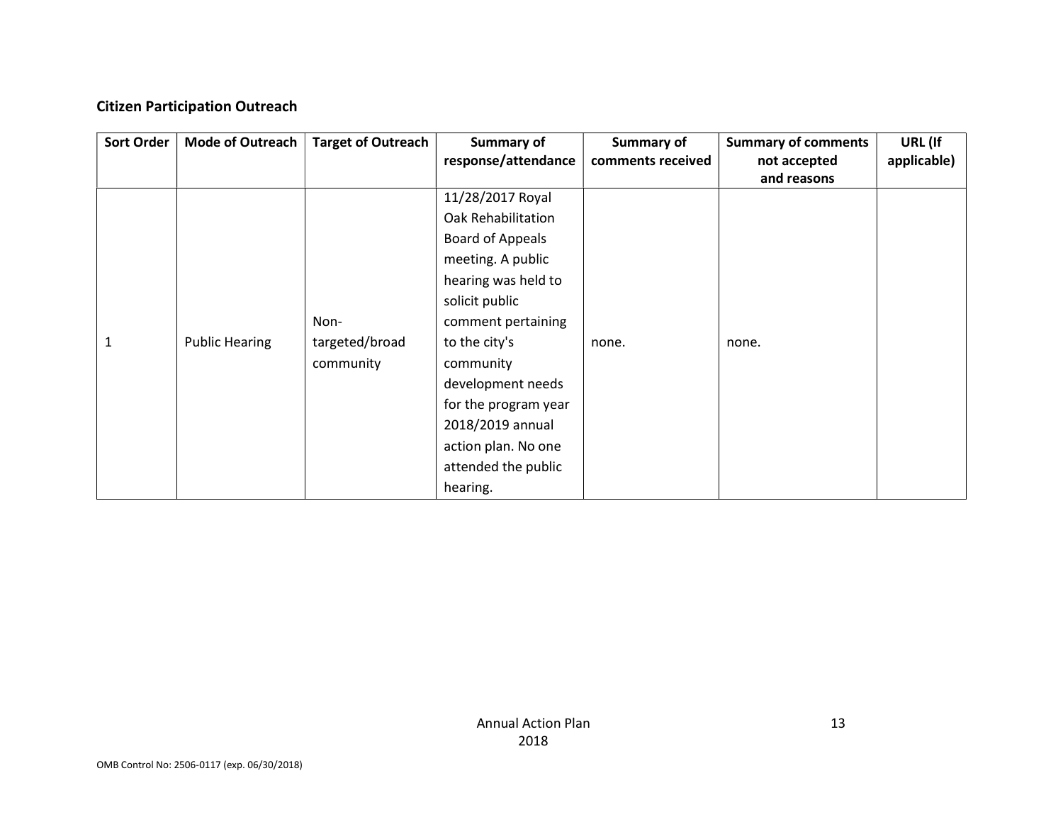## Citizen Participation Outreach

| Sort Order | Mode of Outreach | Target of Outreach | Summary of response/attendance | Summary of comments received | Summary of comments not accepted and reasons | URL (If applicable) |
|---|---|---|---|---|---|---|
| 1 | Public Hearing | Non-targeted/broad community | 11/28/2017 Royal Oak Rehabilitation Board of Appeals meeting. A public hearing was held to solicit public comment pertaining to the city's community development needs for the program year 2018/2019 annual action plan. No one attended the public hearing. | none. | none. | |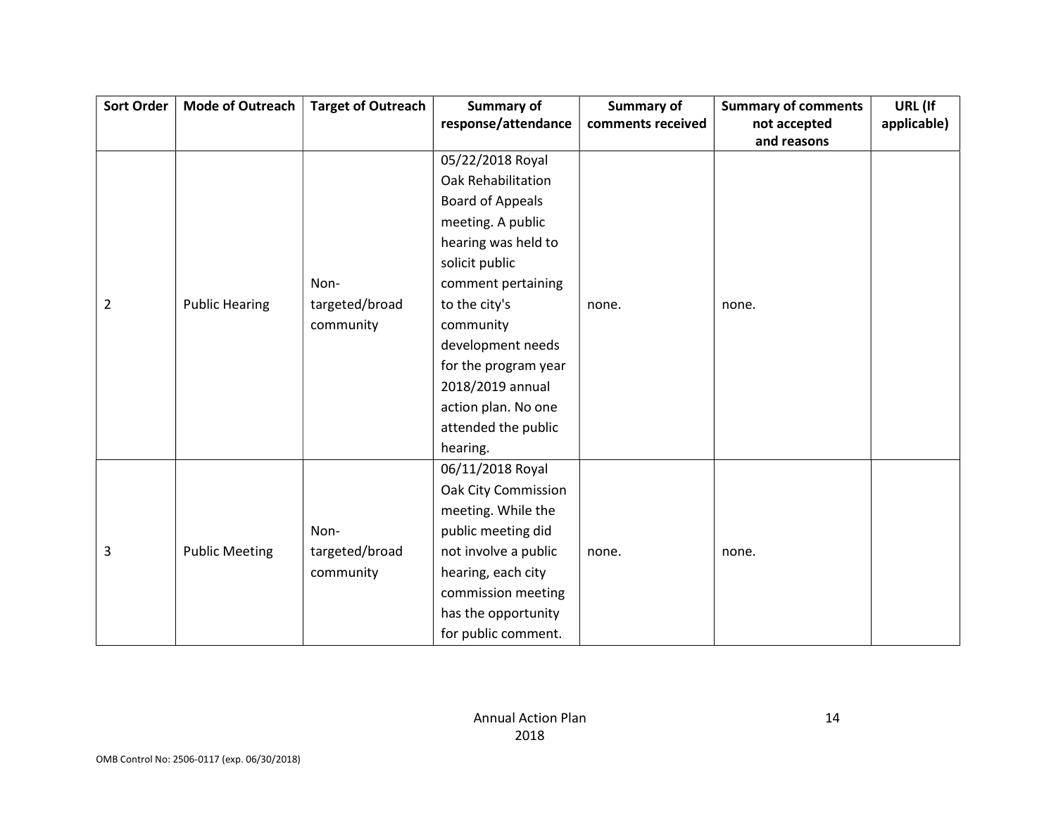| Sort Order | Mode of Outreach | Target of Outreach | Summary of response/attendance | Summary of comments received | Summary of comments not accepted and reasons | URL (If applicable) |
|---|---|---|---|---|---|---|
| 2 | Public Hearing | Non-targeted/broad community | 05/22/2018 Royal Oak Rehabilitation Board of Appeals meeting. A public hearing was held to solicit public comment pertaining to the city's community development needs for the program year 2018/2019 annual action plan. No one attended the public hearing. | none. | none. | |
| 3 | Public Meeting | Non-targeted/broad community | 06/11/2018 Royal Oak City Commission meeting. While the public meeting did not involve a public hearing, each city commission meeting has the opportunity for public comment. | none. | none. | |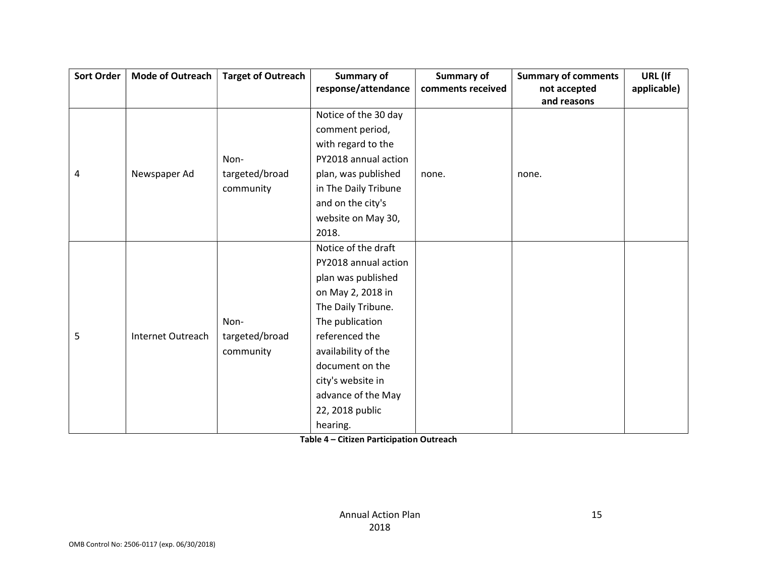| Sort Order | Mode of Outreach | Target of Outreach | Summary of response/attendance | Summary of comments received | Summary of comments not accepted and reasons | URL (If applicable) |
|---|---|---|---|---|---|---|
| 4 | Newspaper Ad | Non-targeted/broad community | Notice of the 30 day comment period, with regard to the PY2018 annual action plan, was published in The Daily Tribune and on the city's website on May 30, 2018. | none. | none. | |
| 5 | Internet Outreach | Non-targeted/broad community | Notice of the draft PY2018 annual action plan was published on May 2, 2018 in The Daily Tribune. The publication referenced the availability of the document on the city's website in advance of the May 22, 2018 public hearing. | | | |

**Table 4 – Citizen Participation Outreach**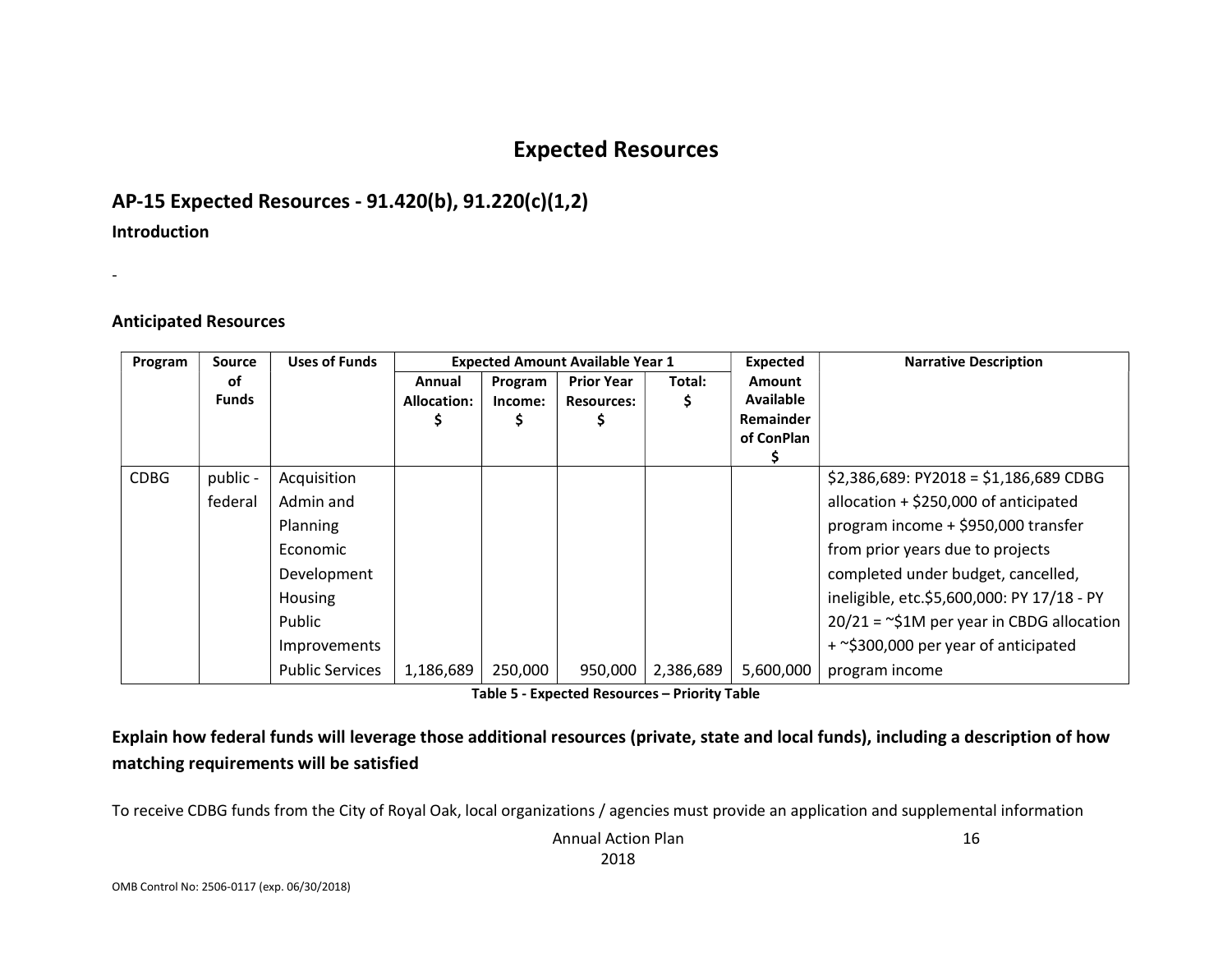# Expected Resources

## AP-15 Expected Resources - 91.420(b), 91.220(c)(1,2)

### Introduction

-

### Anticipated Resources

| Program | Source of Funds | Uses of Funds | Expected Amount Available Year 1 | | | | Expected Amount Available Remainder of ConPlan $ | Narrative Description |
|---|---|---|---|---|---|---|---|---|
| | | | Annual Allocation: $ | Program Income: $ | Prior Year Resources: $ | Total: $ | | |
| CDBG | public - federal | Acquisition Admin and Planning Economic Development Housing Public Improvements Public Services | 1,186,689 | 250,000 | 950,000 | 2,386,689 | 5,600,000 | $2,386,689: PY2018 = $1,186,689 CDBG allocation + $250,000 of anticipated program income + $950,000 transfer from prior years due to projects completed under budget, cancelled, ineligible, etc.$5,600,000: PY 17/18 - PY 20/21 = ~$1M per year in CBDG allocation + ~$300,000 per year of anticipated program income |

**Table 5 - Expected Resources – Priority Table**

**Explain how federal funds will leverage those additional resources (private, state and local funds), including a description of how matching requirements will be satisfied**

To receive CDBG funds from the City of Royal Oak, local organizations / agencies must provide an application and supplemental information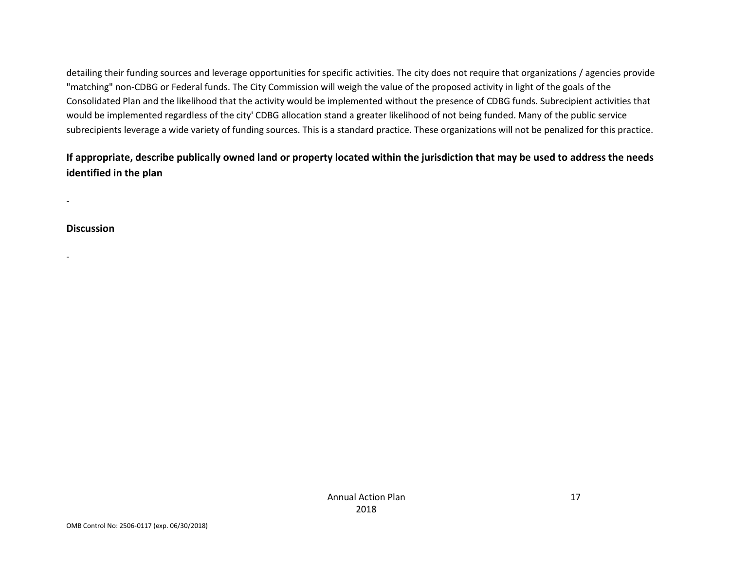detailing their funding sources and leverage opportunities for specific activities. The city does not require that organizations / agencies provide "matching" non-CDBG or Federal funds. The City Commission will weigh the value of the proposed activity in light of the goals of the Consolidated Plan and the likelihood that the activity would be implemented without the presence of CDBG funds. Subrecipient activities that would be implemented regardless of the city' CDBG allocation stand a greater likelihood of not being funded. Many of the public service subrecipients leverage a wide variety of funding sources. This is a standard practice. These organizations will not be penalized for this practice.

**If appropriate, describe publically owned land or property located within the jurisdiction that may be used to address the needs identified in the plan**

-

**Discussion**

-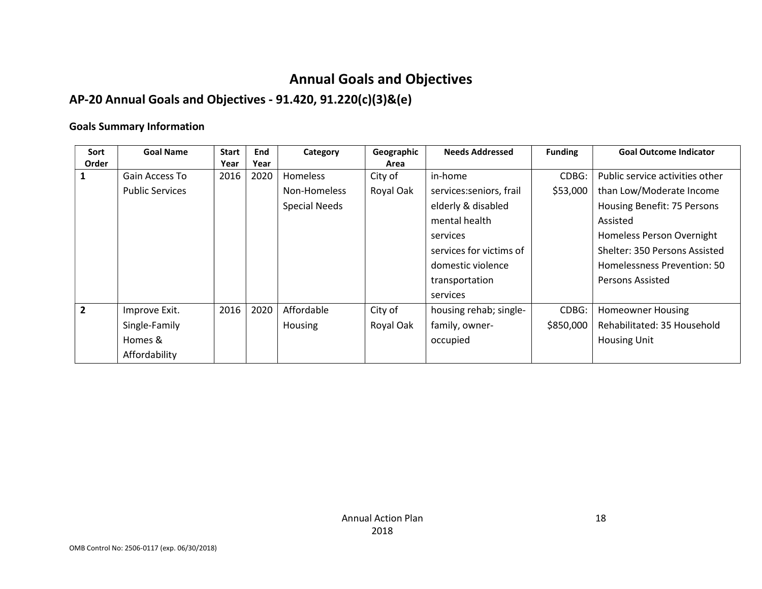# Annual Goals and Objectives

## AP-20 Annual Goals and Objectives - 91.420, 91.220(c)(3)&(e)

### Goals Summary Information

| Sort Order | Goal Name | Start Year | End Year | Category | Geographic Area | Needs Addressed | Funding | Goal Outcome Indicator |
|---|---|---|---|---|---|---|---|---|
| 1 | Gain Access To Public Services | 2016 | 2020 | Homeless<br>Non-Homeless Special Needs | City of Royal Oak | in-home services:seniors, frail elderly & disabled<br>mental health services<br>services for victims of domestic violence<br>transportation services | CDBG: $53,000 | Public service activities other than Low/Moderate Income Housing Benefit: 75 Persons Assisted<br>Homeless Person Overnight Shelter: 350 Persons Assisted<br>Homelessness Prevention: 50 Persons Assisted |
| 2 | Improve Exit. Single-Family Homes & Affordability | 2016 | 2020 | Affordable Housing | City of Royal Oak | housing rehab; single-family, owner-occupied | CDBG: $850,000 | Homeowner Housing Rehabilitated: 35 Household Housing Unit |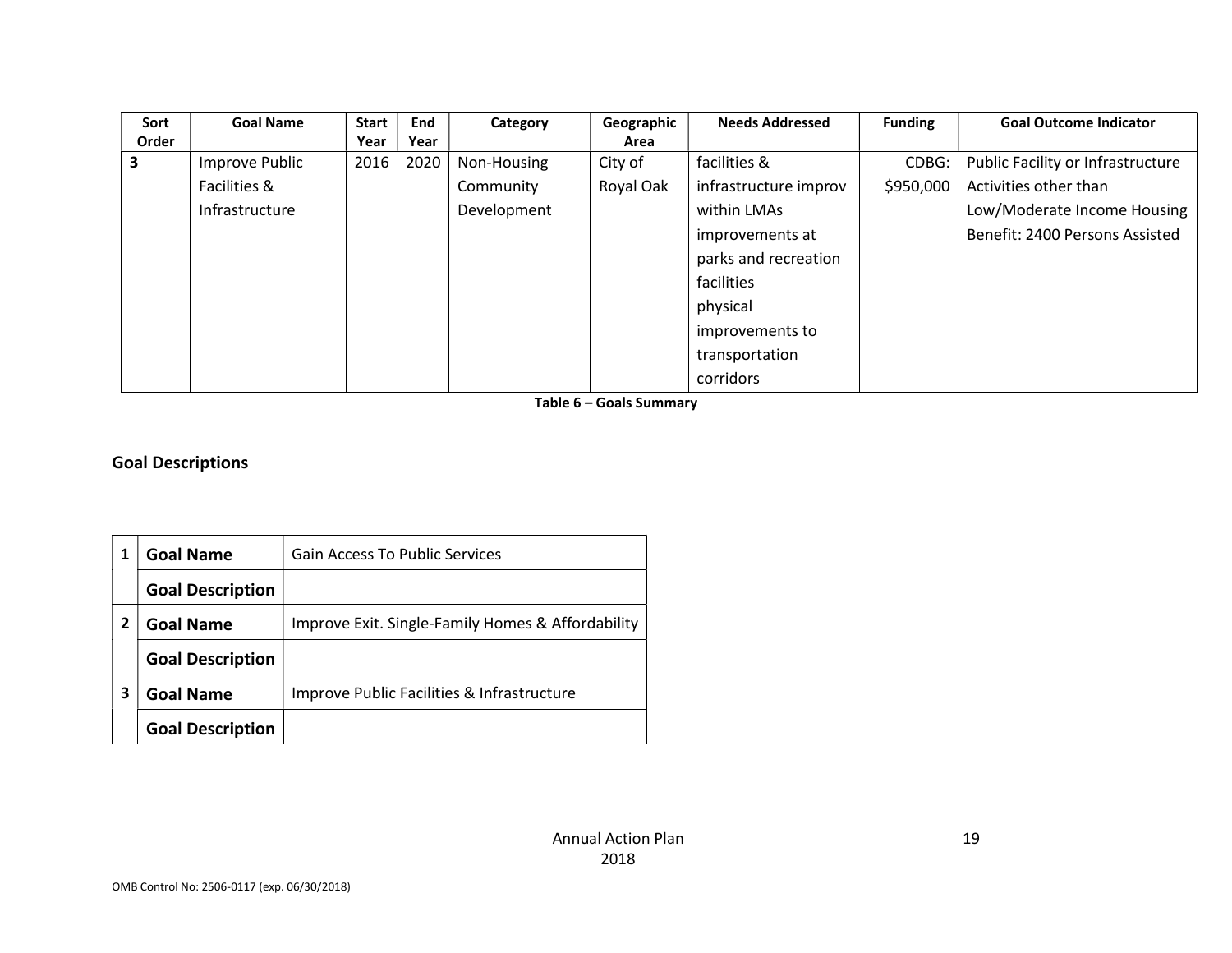| Sort Order | Goal Name | Start Year | End Year | Category | Geographic Area | Needs Addressed | Funding | Goal Outcome Indicator |
|---|---|---|---|---|---|---|---|---|
| 3 | Improve Public Facilities & Infrastructure | 2016 | 2020 | Non-Housing Community Development | City of Royal Oak | facilities & infrastructure improv within LMAs improvements at parks and recreation facilities physical improvements to transportation corridors | CDBG: $950,000 | Public Facility or Infrastructure Activities other than Low/Moderate Income Housing Benefit: 2400 Persons Assisted |

**Table 6 – Goals Summary**

## Goal Descriptions

| | | |
|---|---|---|
| 1 | **Goal Name** | Gain Access To Public Services |
| | **Goal Description** | |
| 2 | **Goal Name** | Improve Exit. Single-Family Homes & Affordability |
| | **Goal Description** | |
| 3 | **Goal Name** | Improve Public Facilities & Infrastructure |
| | **Goal Description** | |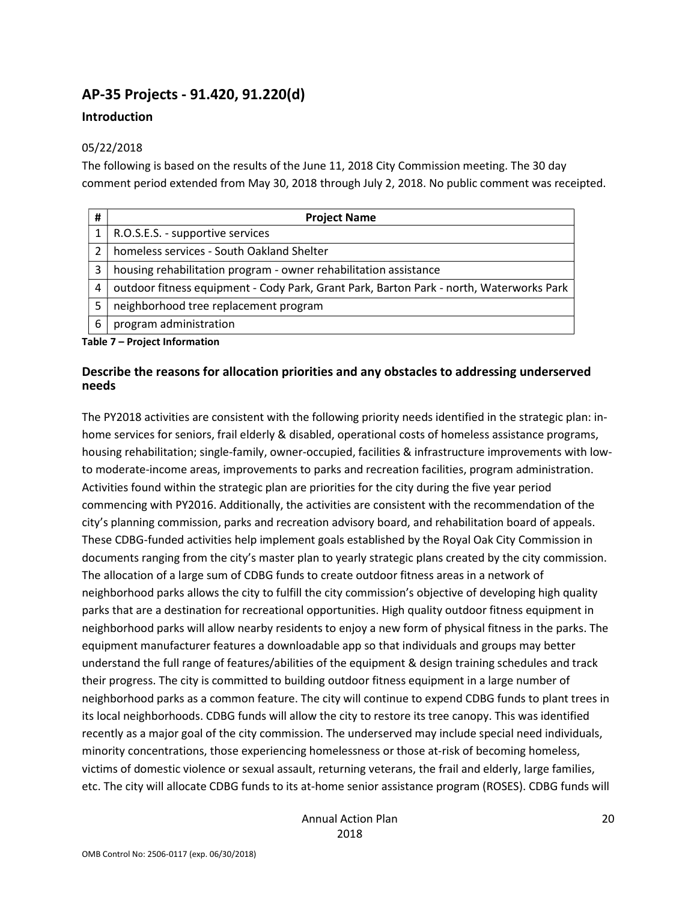## AP-35 Projects - 91.420, 91.220(d)

### Introduction

05/22/2018

The following is based on the results of the June 11, 2018 City Commission meeting. The 30 day comment period extended from May 30, 2018 through July 2, 2018. No public comment was receipted.

| # | Project Name |
|---|---|
| 1 | R.O.S.E.S. - supportive services |
| 2 | homeless services - South Oakland Shelter |
| 3 | housing rehabilitation program - owner rehabilitation assistance |
| 4 | outdoor fitness equipment - Cody Park, Grant Park, Barton Park - north, Waterworks Park |
| 5 | neighborhood tree replacement program |
| 6 | program administration |

**Table 7 – Project Information**

### Describe the reasons for allocation priorities and any obstacles to addressing underserved needs

The PY2018 activities are consistent with the following priority needs identified in the strategic plan: in-home services for seniors, frail elderly & disabled, operational costs of homeless assistance programs, housing rehabilitation; single-family, owner-occupied, facilities & infrastructure improvements with low- to moderate-income areas, improvements to parks and recreation facilities, program administration. Activities found within the strategic plan are priorities for the city during the five year period commencing with PY2016. Additionally, the activities are consistent with the recommendation of the city's planning commission, parks and recreation advisory board, and rehabilitation board of appeals. These CDBG-funded activities help implement goals established by the Royal Oak City Commission in documents ranging from the city's master plan to yearly strategic plans created by the city commission. The allocation of a large sum of CDBG funds to create outdoor fitness areas in a network of neighborhood parks allows the city to fulfill the city commission's objective of developing high quality parks that are a destination for recreational opportunities. High quality outdoor fitness equipment in neighborhood parks will allow nearby residents to enjoy a new form of physical fitness in the parks. The equipment manufacturer features a downloadable app so that individuals and groups may better understand the full range of features/abilities of the equipment & design training schedules and track their progress. The city is committed to building outdoor fitness equipment in a large number of neighborhood parks as a common feature. The city will continue to expend CDBG funds to plant trees in its local neighborhoods. CDBG funds will allow the city to restore its tree canopy. This was identified recently as a major goal of the city commission. The underserved may include special need individuals, minority concentrations, those experiencing homelessness or those at-risk of becoming homeless, victims of domestic violence or sexual assault, returning veterans, the frail and elderly, large families, etc. The city will allocate CDBG funds to its at-home senior assistance program (ROSES). CDBG funds will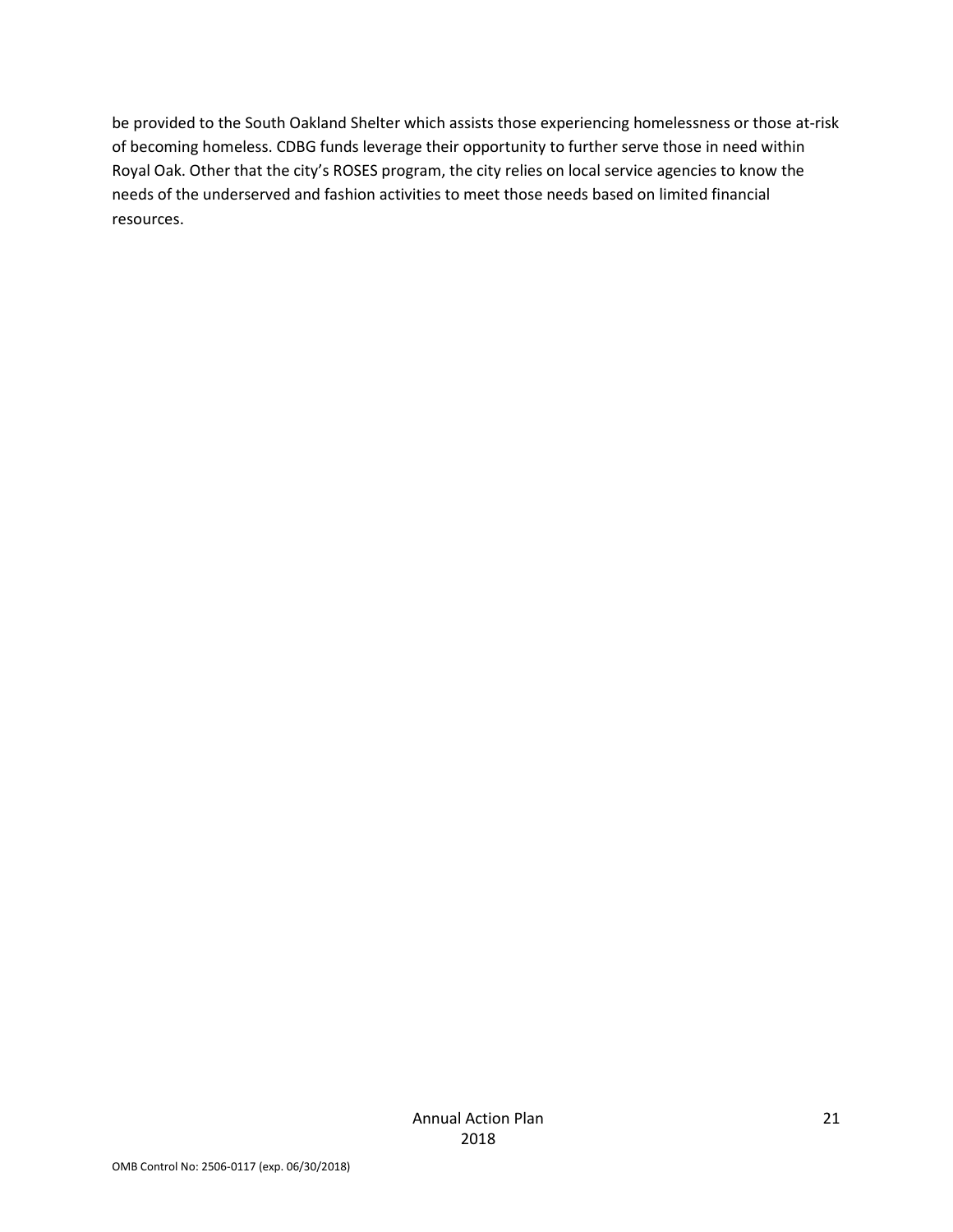be provided to the South Oakland Shelter which assists those experiencing homelessness or those at-risk of becoming homeless. CDBG funds leverage their opportunity to further serve those in need within Royal Oak. Other that the city's ROSES program, the city relies on local service agencies to know the needs of the underserved and fashion activities to meet those needs based on limited financial resources.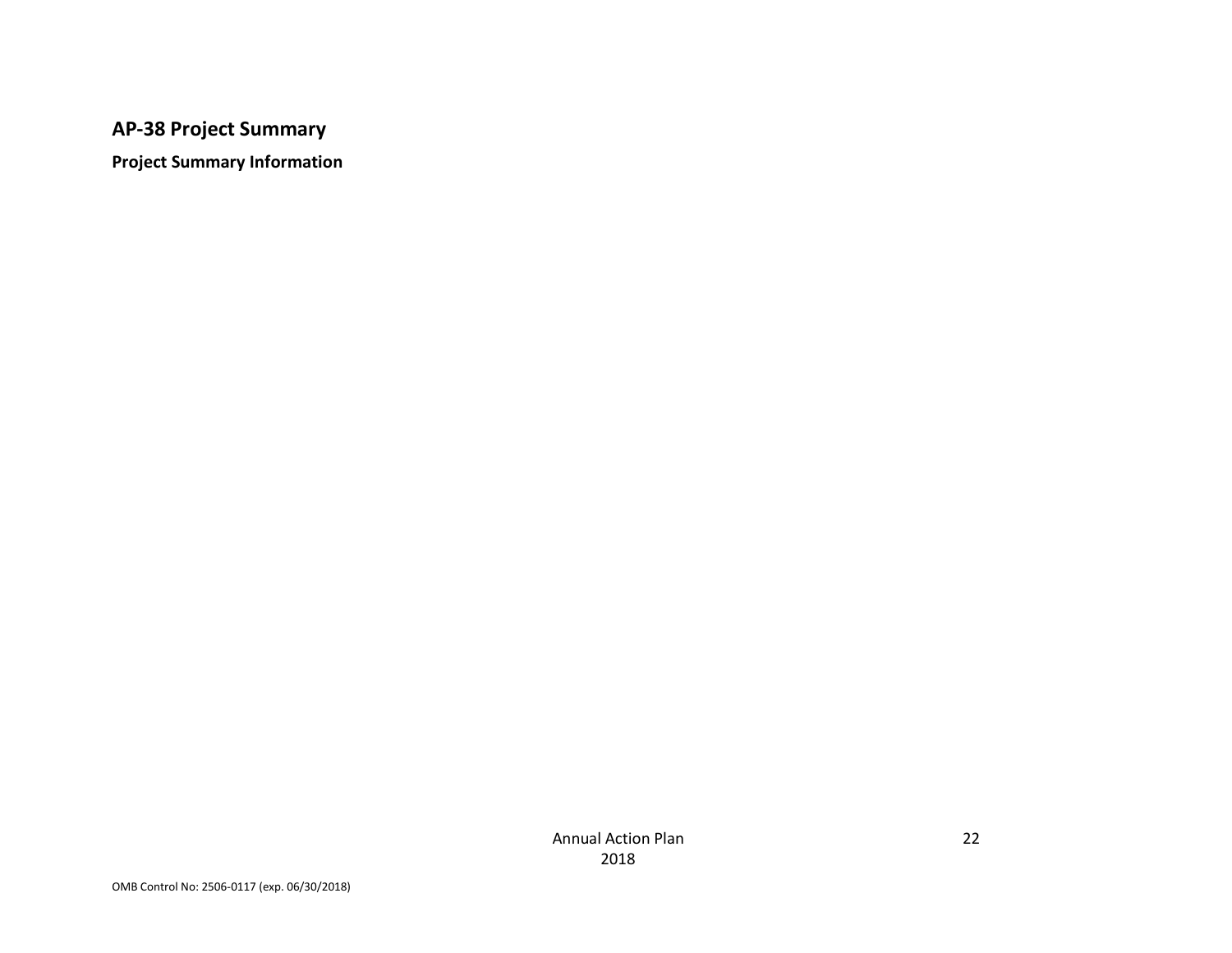## AP-38 Project Summary

**Project Summary Information**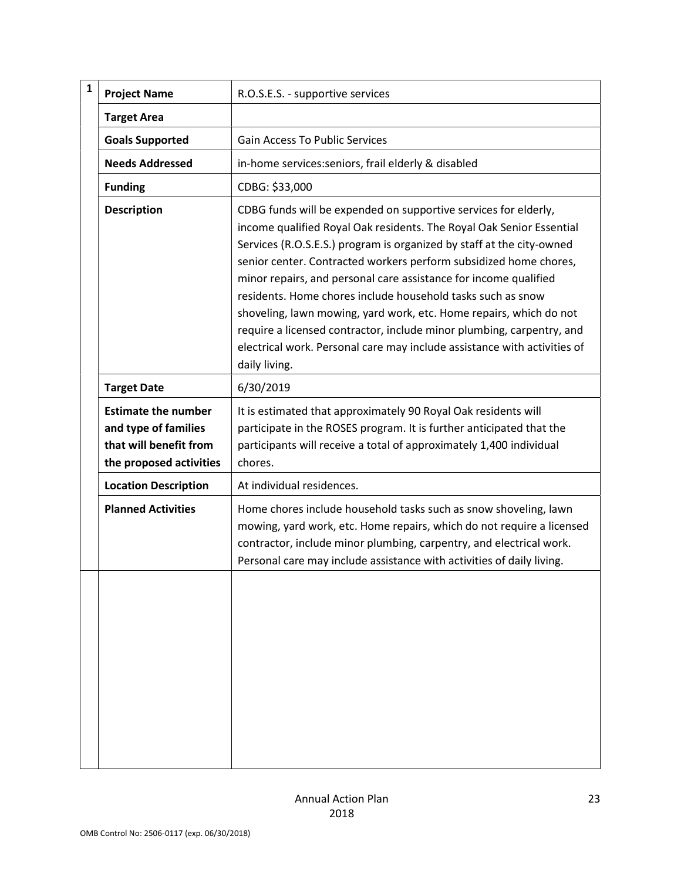| 1 | | |
|---|---|---|
| | **Project Name** | R.O.S.E.S. - supportive services |
| | **Target Area** | |
| | **Goals Supported** | Gain Access To Public Services |
| | **Needs Addressed** | in-home services:seniors, frail elderly & disabled |
| | **Funding** | CDBG: $33,000 |
| | **Description** | CDBG funds will be expended on supportive services for elderly, income qualified Royal Oak residents. The Royal Oak Senior Essential Services (R.O.S.E.S.) program is organized by staff at the city-owned senior center. Contracted workers perform subsidized home chores, minor repairs, and personal care assistance for income qualified residents. Home chores include household tasks such as snow shoveling, lawn mowing, yard work, etc. Home repairs, which do not require a licensed contractor, include minor plumbing, carpentry, and electrical work. Personal care may include assistance with activities of daily living. |
| | **Target Date** | 6/30/2019 |
| | **Estimate the number and type of families that will benefit from the proposed activities** | It is estimated that approximately 90 Royal Oak residents will participate in the ROSES program. It is further anticipated that the participants will receive a total of approximately 1,400 individual chores. |
| | **Location Description** | At individual residences. |
| | **Planned Activities** | Home chores include household tasks such as snow shoveling, lawn mowing, yard work, etc. Home repairs, which do not require a licensed contractor, include minor plumbing, carpentry, and electrical work. Personal care may include assistance with activities of daily living. |
| | | |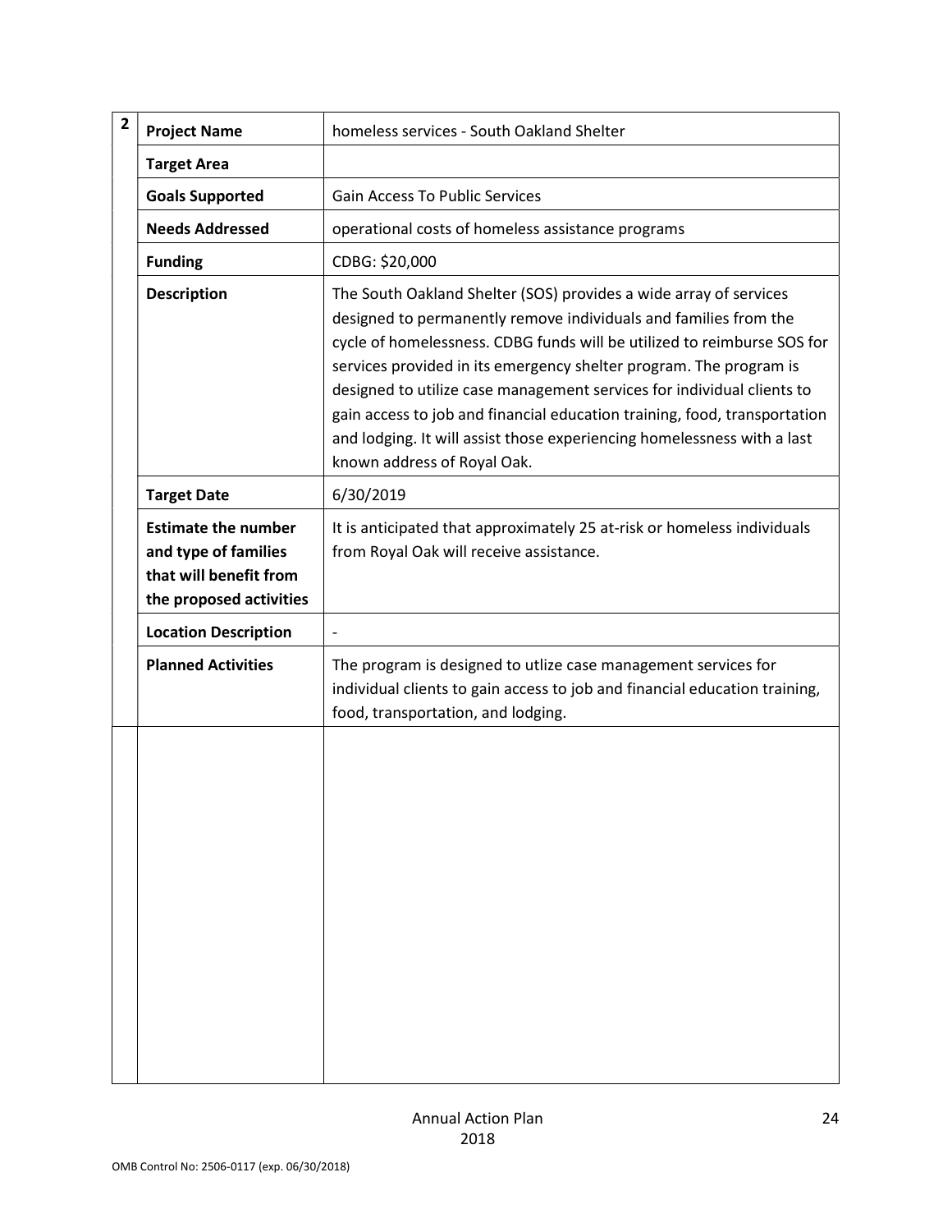| 2 | | |
|---|---|---|
| | **Project Name** | homeless services - South Oakland Shelter |
| | **Target Area** | |
| | **Goals Supported** | Gain Access To Public Services |
| | **Needs Addressed** | operational costs of homeless assistance programs |
| | **Funding** | CDBG: $20,000 |
| | **Description** | The South Oakland Shelter (SOS) provides a wide array of services designed to permanently remove individuals and families from the cycle of homelessness. CDBG funds will be utilized to reimburse SOS for services provided in its emergency shelter program. The program is designed to utilize case management services for individual clients to gain access to job and financial education training, food, transportation and lodging. It will assist those experiencing homelessness with a last known address of Royal Oak. |
| | **Target Date** | 6/30/2019 |
| | **Estimate the number and type of families that will benefit from the proposed activities** | It is anticipated that approximately 25 at-risk or homeless individuals from Royal Oak will receive assistance. |
| | **Location Description** | - |
| | **Planned Activities** | The program is designed to utlize case management services for individual clients to gain access to job and financial education training, food, transportation, and lodging. |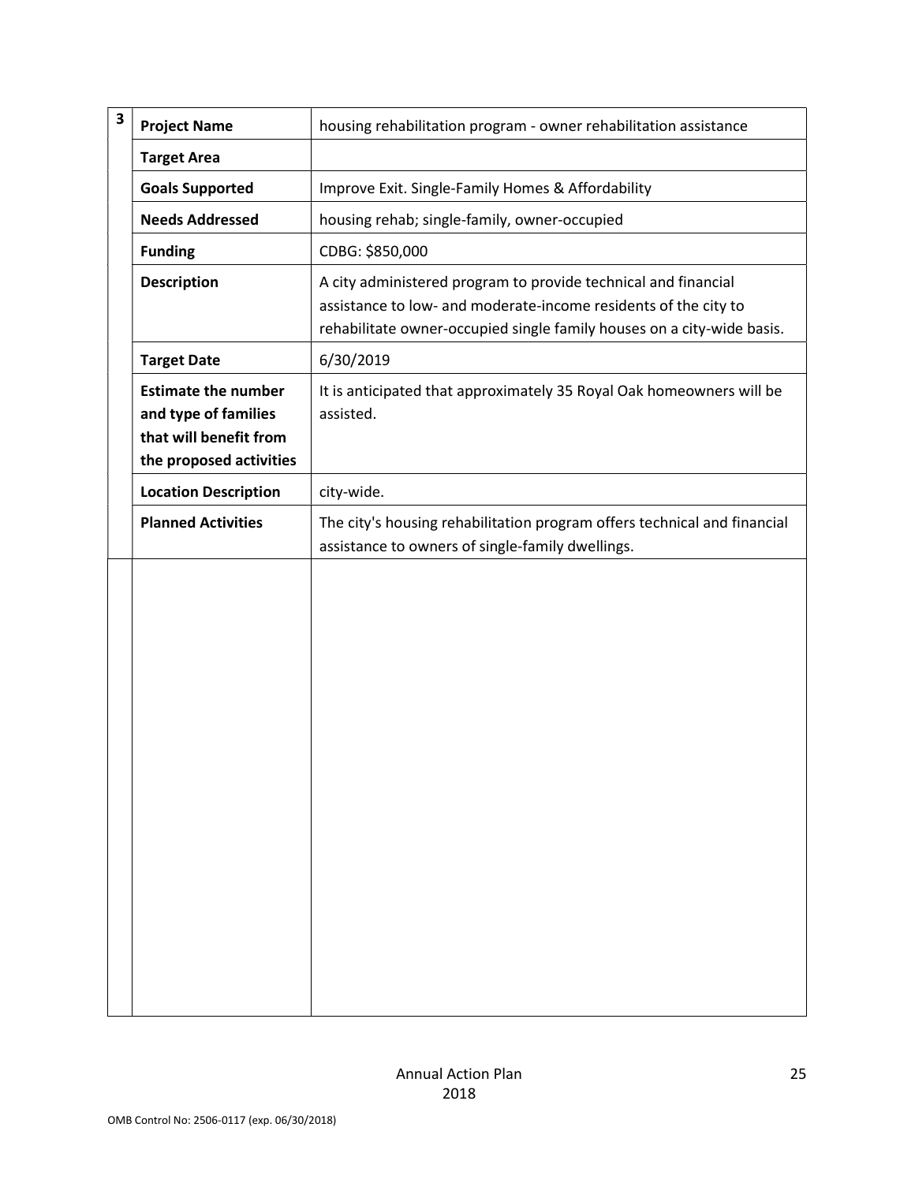| 3 | | |
|---|---|---|
| | **Project Name** | housing rehabilitation program - owner rehabilitation assistance |
| | **Target Area** | |
| | **Goals Supported** | Improve Exit. Single-Family Homes & Affordability |
| | **Needs Addressed** | housing rehab; single-family, owner-occupied |
| | **Funding** | CDBG: $850,000 |
| | **Description** | A city administered program to provide technical and financial assistance to low- and moderate-income residents of the city to rehabilitate owner-occupied single family houses on a city-wide basis. |
| | **Target Date** | 6/30/2019 |
| | **Estimate the number and type of families that will benefit from the proposed activities** | It is anticipated that approximately 35 Royal Oak homeowners will be assisted. |
| | **Location Description** | city-wide. |
| | **Planned Activities** | The city's housing rehabilitation program offers technical and financial assistance to owners of single-family dwellings. |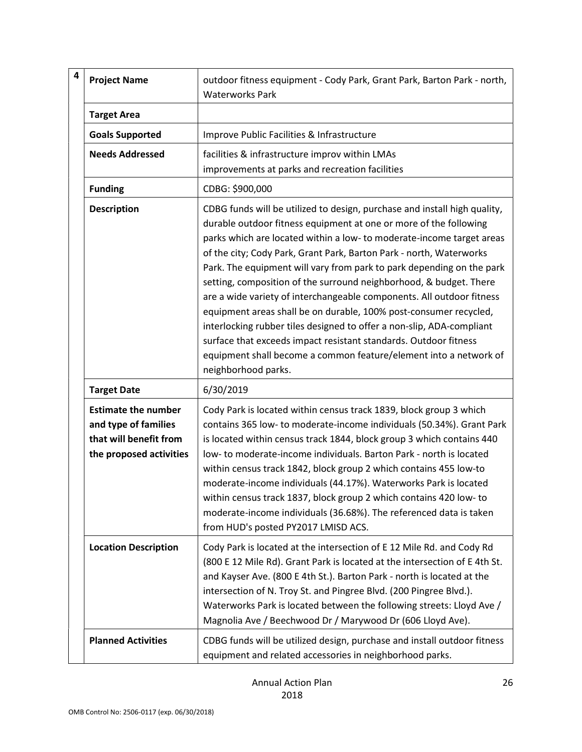| 4 | | |
|---|---|---|
| | **Project Name** | outdoor fitness equipment - Cody Park, Grant Park, Barton Park - north, Waterworks Park |
| | **Target Area** | |
| | **Goals Supported** | Improve Public Facilities & Infrastructure |
| | **Needs Addressed** | facilities & infrastructure improv within LMAs<br>improvements at parks and recreation facilities |
| | **Funding** | CDBG: $900,000 |
| | **Description** | CDBG funds will be utilized to design, purchase and install high quality, durable outdoor fitness equipment at one or more of the following parks which are located within a low- to moderate-income target areas of the city; Cody Park, Grant Park, Barton Park - north, Waterworks Park. The equipment will vary from park to park depending on the park setting, composition of the surround neighborhood, & budget. There are a wide variety of interchangeable components. All outdoor fitness equipment areas shall be on durable, 100% post-consumer recycled, interlocking rubber tiles designed to offer a non-slip, ADA-compliant surface that exceeds impact resistant standards. Outdoor fitness equipment shall become a common feature/element into a network of neighborhood parks. |
| | **Target Date** | 6/30/2019 |
| | **Estimate the number and type of families that will benefit from the proposed activities** | Cody Park is located within census track 1839, block group 3 which contains 365 low- to moderate-income individuals (50.34%). Grant Park is located within census track 1844, block group 3 which contains 440 low- to moderate-income individuals. Barton Park - north is located within census track 1842, block group 2 which contains 455 low-to moderate-income individuals (44.17%). Waterworks Park is located within census track 1837, block group 2 which contains 420 low- to moderate-income individuals (36.68%). The referenced data is taken from HUD's posted PY2017 LMISD ACS. |
| | **Location Description** | Cody Park is located at the intersection of E 12 Mile Rd. and Cody Rd (800 E 12 Mile Rd). Grant Park is located at the intersection of E 4th St. and Kayser Ave. (800 E 4th St.). Barton Park - north is located at the intersection of N. Troy St. and Pingree Blvd. (200 Pingree Blvd.). Waterworks Park is located between the following streets: Lloyd Ave / Magnolia Ave / Beechwood Dr / Marywood Dr (606 Lloyd Ave). |
| | **Planned Activities** | CDBG funds will be utilized design, purchase and install outdoor fitness equipment and related accessories in neighborhood parks. |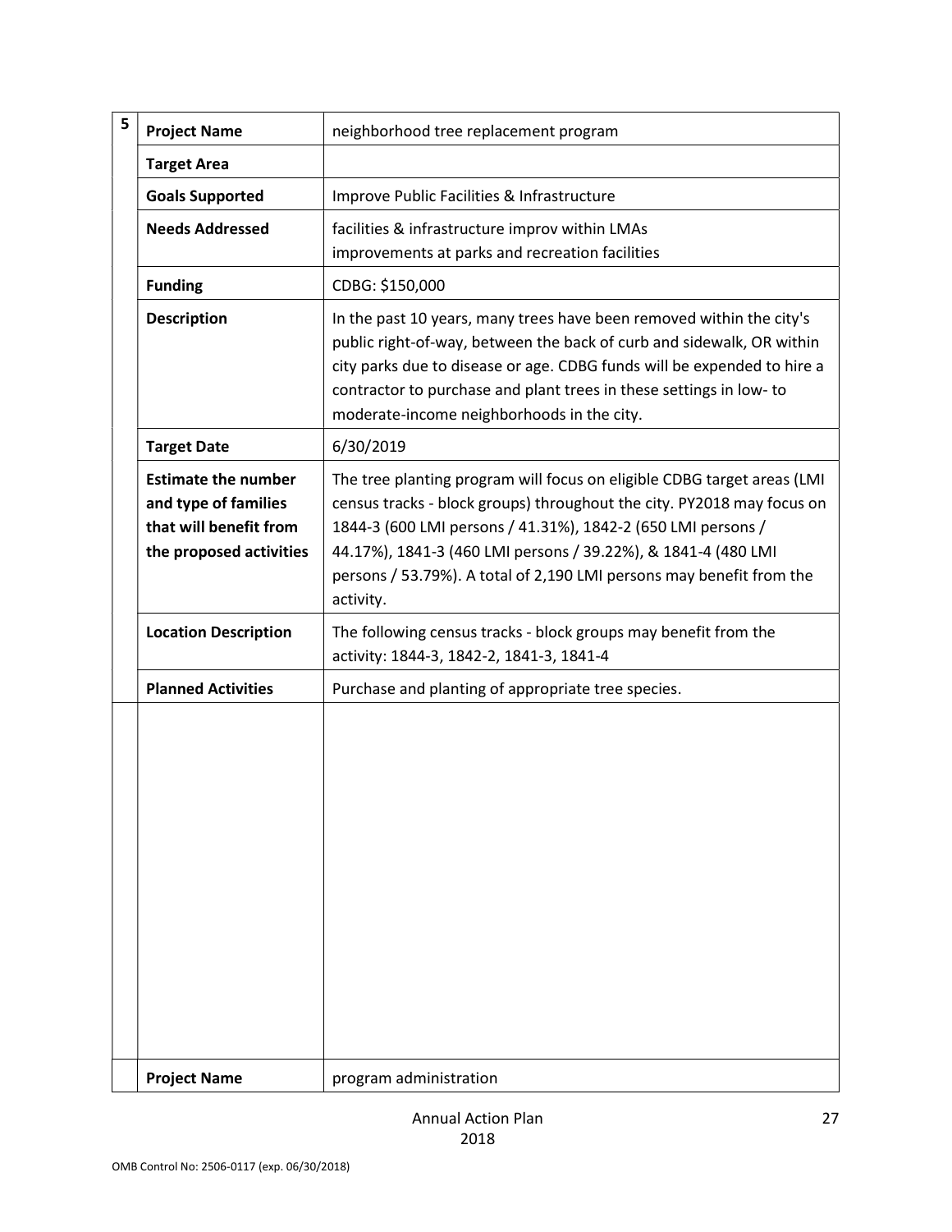| 5 | | |
|---|---|---|
| | **Project Name** | neighborhood tree replacement program |
| | **Target Area** | |
| | **Goals Supported** | Improve Public Facilities & Infrastructure |
| | **Needs Addressed** | facilities & infrastructure improv within LMAs<br>improvements at parks and recreation facilities |
| | **Funding** | CDBG: $150,000 |
| | **Description** | In the past 10 years, many trees have been removed within the city's public right-of-way, between the back of curb and sidewalk, OR within city parks due to disease or age. CDBG funds will be expended to hire a contractor to purchase and plant trees in these settings in low- to moderate-income neighborhoods in the city. |
| | **Target Date** | 6/30/2019 |
| | **Estimate the number and type of families that will benefit from the proposed activities** | The tree planting program will focus on eligible CDBG target areas (LMI census tracks - block groups) throughout the city. PY2018 may focus on 1844-3 (600 LMI persons / 41.31%), 1842-2 (650 LMI persons / 44.17%), 1841-3 (460 LMI persons / 39.22%), & 1841-4 (480 LMI persons / 53.79%). A total of 2,190 LMI persons may benefit from the activity. |
| | **Location Description** | The following census tracks - block groups may benefit from the activity: 1844-3, 1842-2, 1841-3, 1841-4 |
| | **Planned Activities** | Purchase and planting of appropriate tree species. |
| | | |
| | **Project Name** | program administration |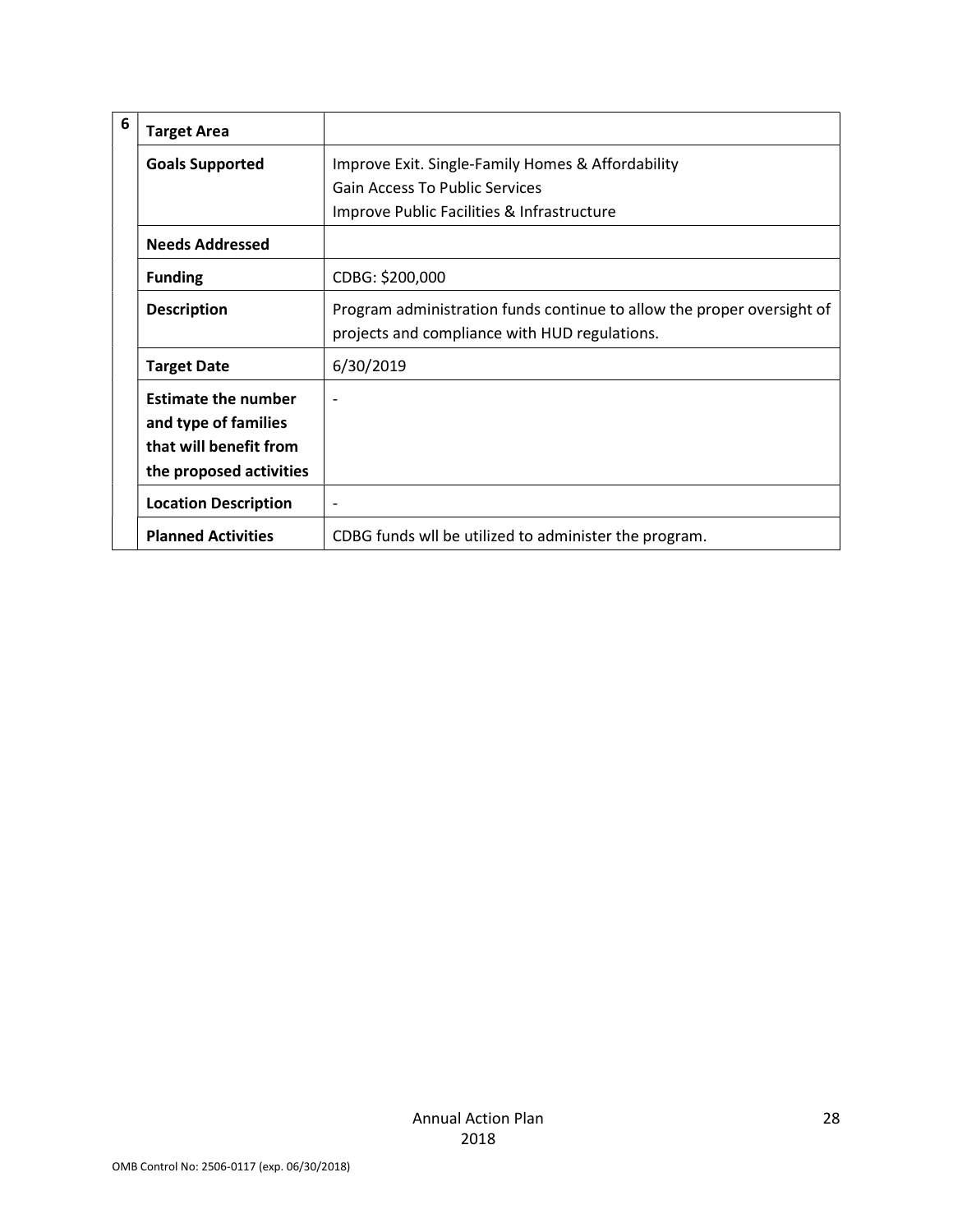| 6 | Target Area | |
|---|---|---|
| | Goals Supported | Improve Exit. Single-Family Homes & Affordability<br>Gain Access To Public Services<br>Improve Public Facilities & Infrastructure |
| | Needs Addressed | |
| | Funding | CDBG: $200,000 |
| | Description | Program administration funds continue to allow the proper oversight of projects and compliance with HUD regulations. |
| | Target Date | 6/30/2019 |
| | Estimate the number and type of families that will benefit from the proposed activities | - |
| | Location Description | - |
| | Planned Activities | CDBG funds wll be utilized to administer the program. |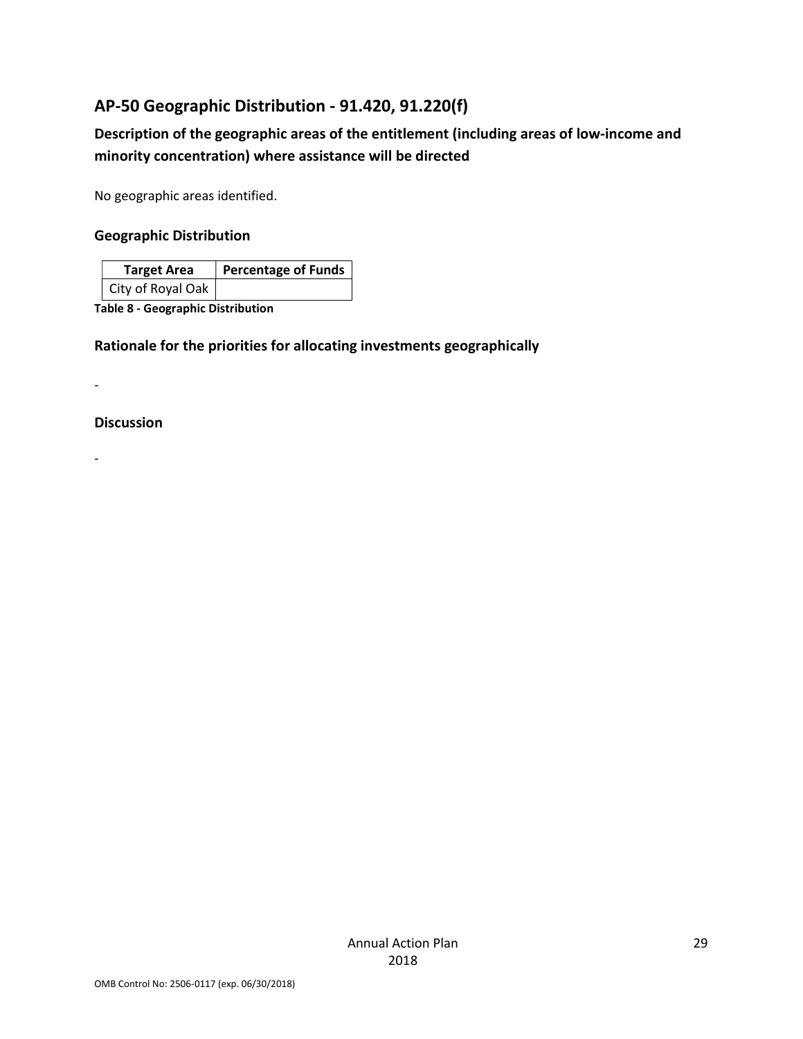## AP-50 Geographic Distribution - 91.420, 91.220(f)

### Description of the geographic areas of the entitlement (including areas of low-income and minority concentration) where assistance will be directed

No geographic areas identified.

### Geographic Distribution

| Target Area | Percentage of Funds |
|---|---|
| City of Royal Oak | |

**Table 8 - Geographic Distribution**

### Rationale for the priorities for allocating investments geographically

-

### Discussion

-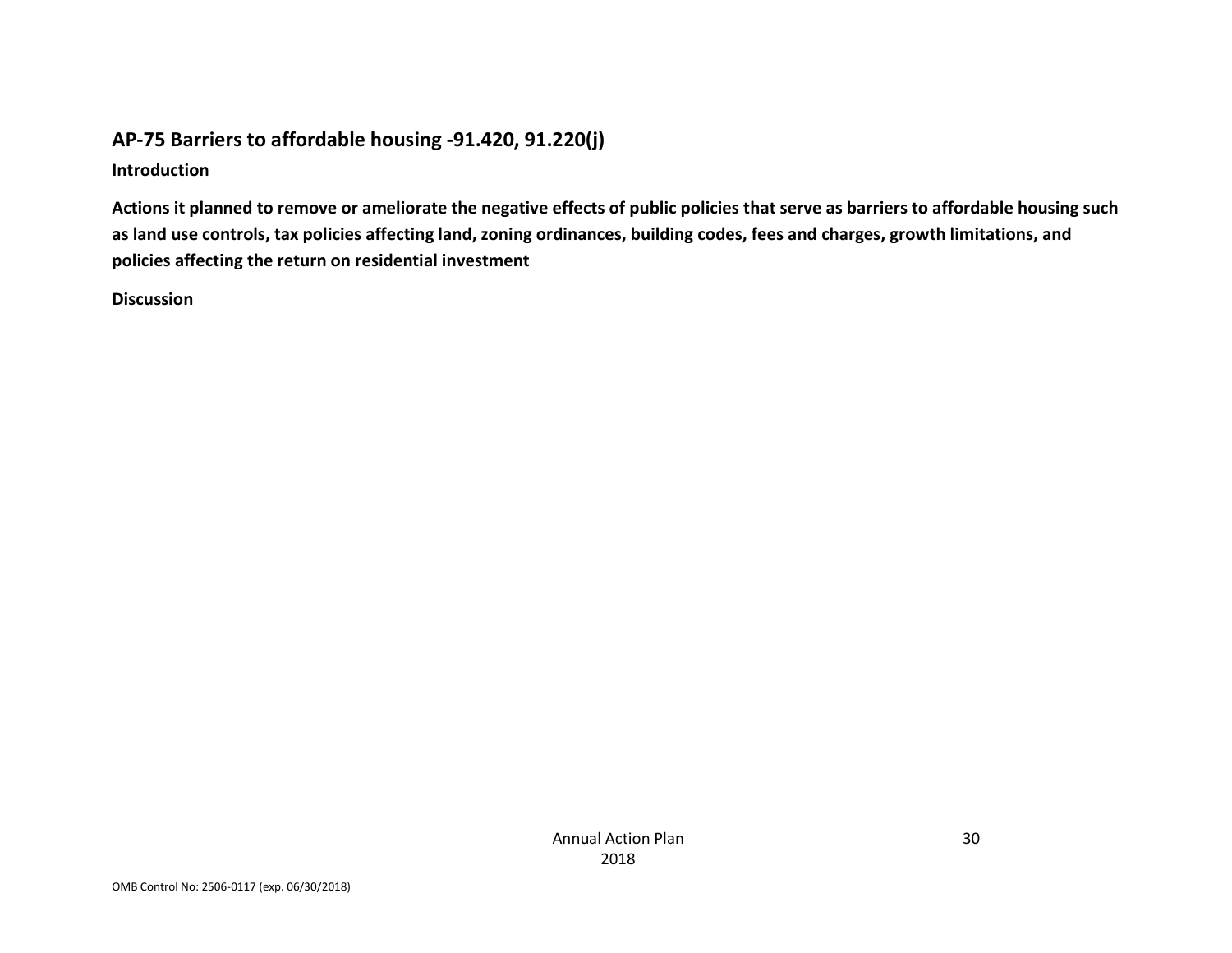## AP-75 Barriers to affordable housing -91.420, 91.220(j)

**Introduction**

**Actions it planned to remove or ameliorate the negative effects of public policies that serve as barriers to affordable housing such as land use controls, tax policies affecting land, zoning ordinances, building codes, fees and charges, growth limitations, and policies affecting the return on residential investment**

**Discussion**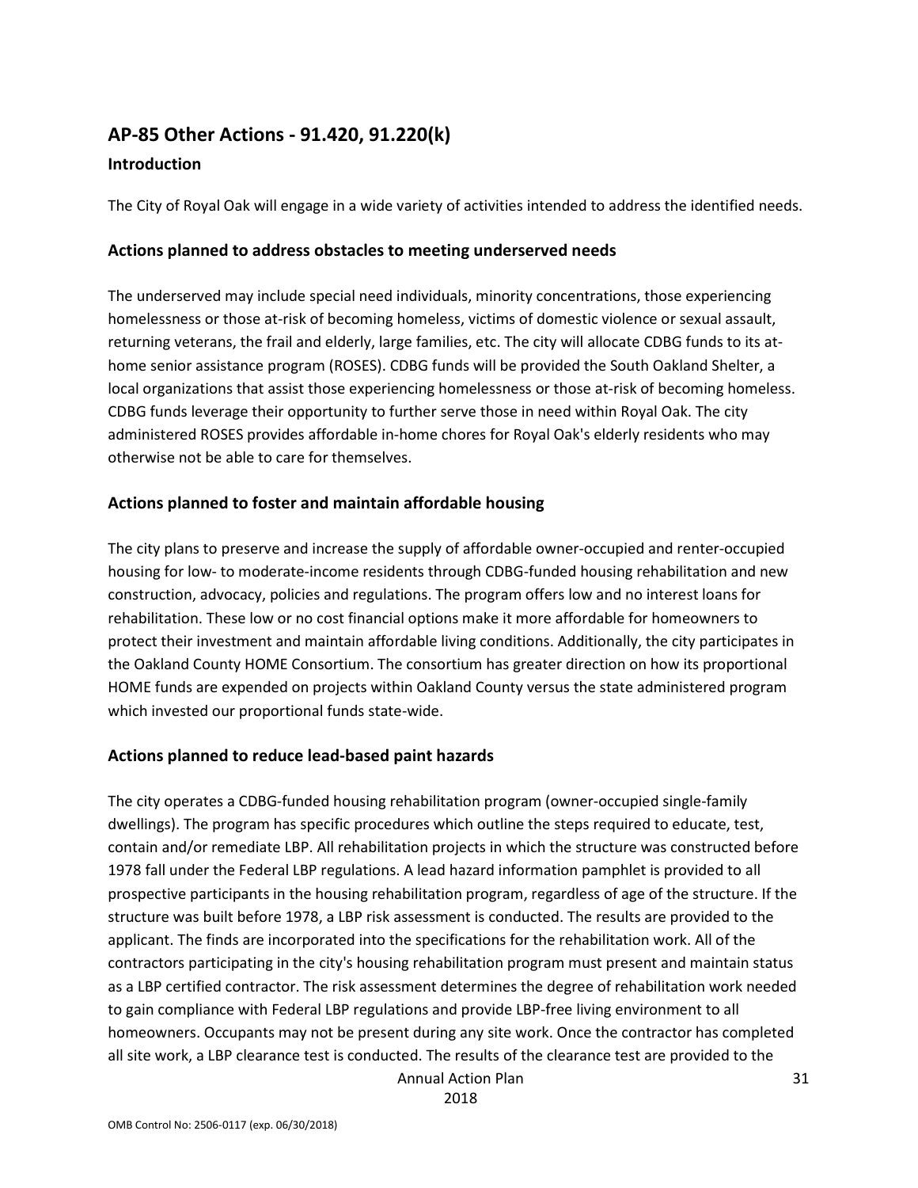## AP-85 Other Actions - 91.420, 91.220(k)

### Introduction

The City of Royal Oak will engage in a wide variety of activities intended to address the identified needs.

### Actions planned to address obstacles to meeting underserved needs

The underserved may include special need individuals, minority concentrations, those experiencing homelessness or those at-risk of becoming homeless, victims of domestic violence or sexual assault, returning veterans, the frail and elderly, large families, etc. The city will allocate CDBG funds to its at-home senior assistance program (ROSES). CDBG funds will be provided the South Oakland Shelter, a local organizations that assist those experiencing homelessness or those at-risk of becoming homeless. CDBG funds leverage their opportunity to further serve those in need within Royal Oak. The city administered ROSES provides affordable in-home chores for Royal Oak's elderly residents who may otherwise not be able to care for themselves.

### Actions planned to foster and maintain affordable housing

The city plans to preserve and increase the supply of affordable owner-occupied and renter-occupied housing for low- to moderate-income residents through CDBG-funded housing rehabilitation and new construction, advocacy, policies and regulations. The program offers low and no interest loans for rehabilitation. These low or no cost financial options make it more affordable for homeowners to protect their investment and maintain affordable living conditions. Additionally, the city participates in the Oakland County HOME Consortium. The consortium has greater direction on how its proportional HOME funds are expended on projects within Oakland County versus the state administered program which invested our proportional funds state-wide.

### Actions planned to reduce lead-based paint hazards

The city operates a CDBG-funded housing rehabilitation program (owner-occupied single-family dwellings). The program has specific procedures which outline the steps required to educate, test, contain and/or remediate LBP. All rehabilitation projects in which the structure was constructed before 1978 fall under the Federal LBP regulations. A lead hazard information pamphlet is provided to all prospective participants in the housing rehabilitation program, regardless of age of the structure. If the structure was built before 1978, a LBP risk assessment is conducted. The results are provided to the applicant. The finds are incorporated into the specifications for the rehabilitation work. All of the contractors participating in the city's housing rehabilitation program must present and maintain status as a LBP certified contractor. The risk assessment determines the degree of rehabilitation work needed to gain compliance with Federal LBP regulations and provide LBP-free living environment to all homeowners. Occupants may not be present during any site work. Once the contractor has completed all site work, a LBP clearance test is conducted. The results of the clearance test are provided to the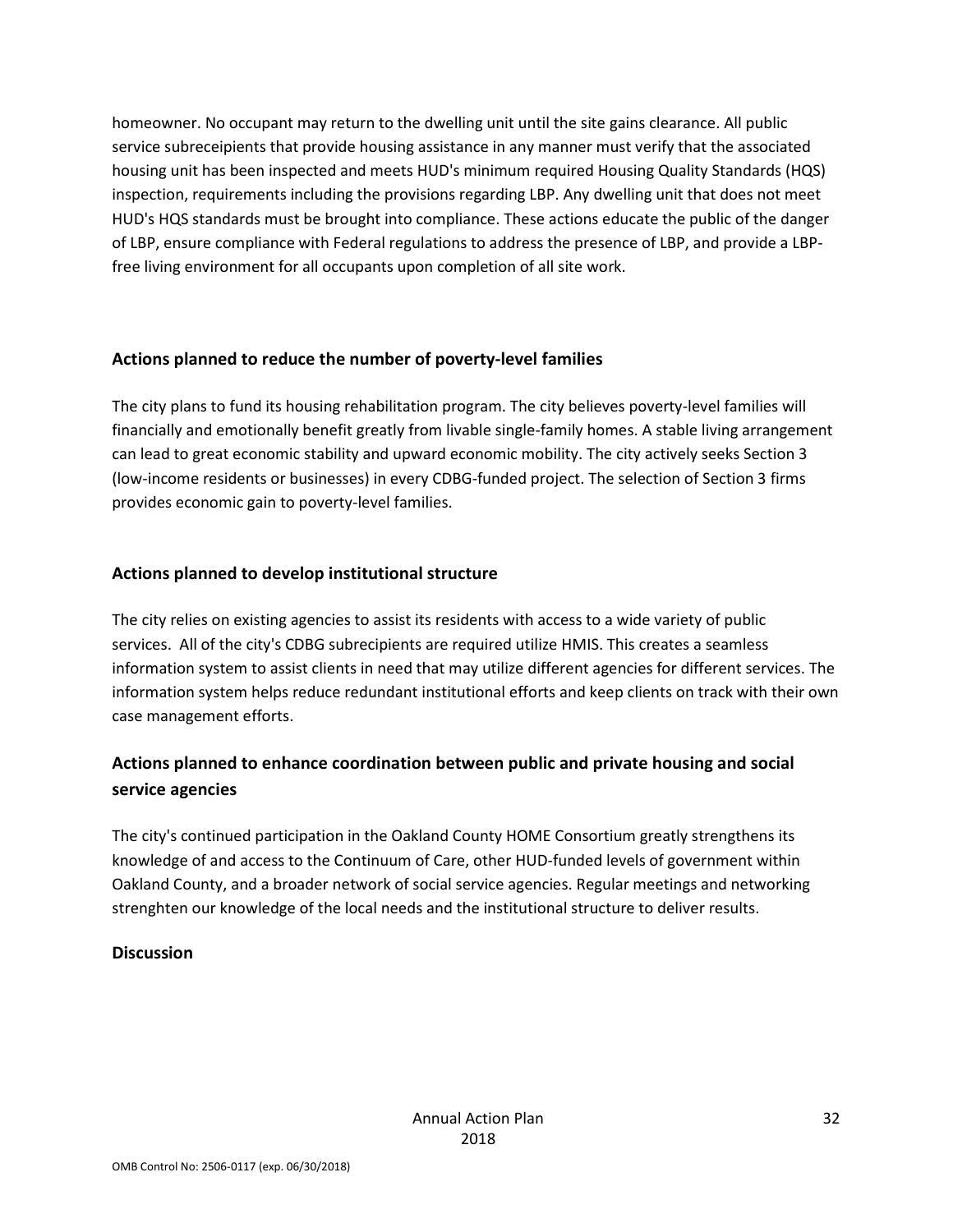homeowner. No occupant may return to the dwelling unit until the site gains clearance. All public service subreceipients that provide housing assistance in any manner must verify that the associated housing unit has been inspected and meets HUD's minimum required Housing Quality Standards (HQS) inspection, requirements including the provisions regarding LBP. Any dwelling unit that does not meet HUD's HQS standards must be brought into compliance. These actions educate the public of the danger of LBP, ensure compliance with Federal regulations to address the presence of LBP, and provide a LBP-free living environment for all occupants upon completion of all site work.

## Actions planned to reduce the number of poverty-level families

The city plans to fund its housing rehabilitation program. The city believes poverty-level families will financially and emotionally benefit greatly from livable single-family homes. A stable living arrangement can lead to great economic stability and upward economic mobility. The city actively seeks Section 3 (low-income residents or businesses) in every CDBG-funded project. The selection of Section 3 firms provides economic gain to poverty-level families.

## Actions planned to develop institutional structure

The city relies on existing agencies to assist its residents with access to a wide variety of public services. All of the city's CDBG subrecipients are required utilize HMIS. This creates a seamless information system to assist clients in need that may utilize different agencies for different services. The information system helps reduce redundant institutional efforts and keep clients on track with their own case management efforts.

## Actions planned to enhance coordination between public and private housing and social service agencies

The city's continued participation in the Oakland County HOME Consortium greatly strengthens its knowledge of and access to the Continuum of Care, other HUD-funded levels of government within Oakland County, and a broader network of social service agencies. Regular meetings and networking strenghten our knowledge of the local needs and the institutional structure to deliver results.

## Discussion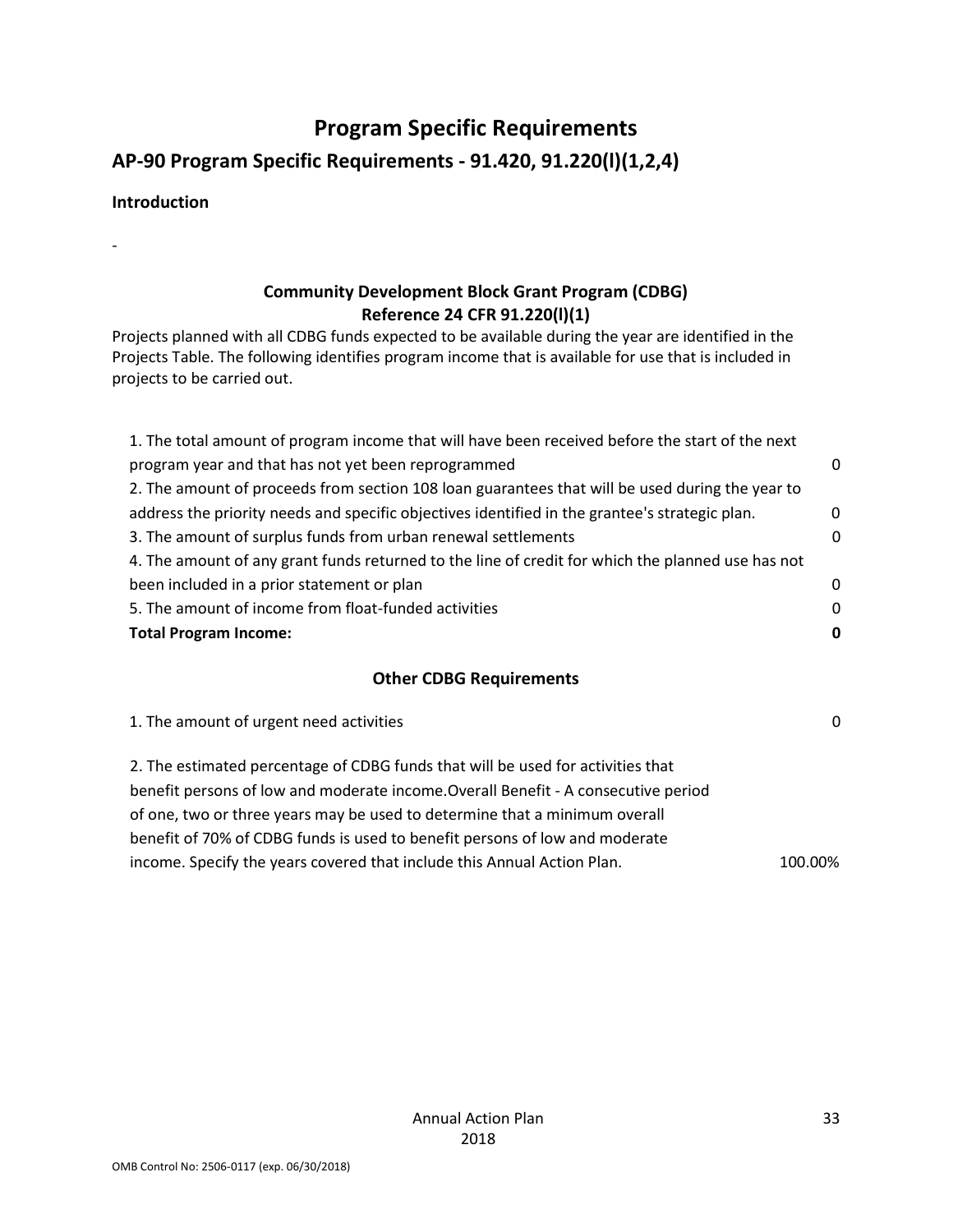# Program Specific Requirements

## AP-90 Program Specific Requirements - 91.420, 91.220(l)(1,2,4)

**Introduction**

-

### Community Development Block Grant Program (CDBG)
### Reference 24 CFR 91.220(l)(1)

Projects planned with all CDBG funds expected to be available during the year are identified in the Projects Table. The following identifies program income that is available for use that is included in projects to be carried out.

| | |
|---|---|
| 1. The total amount of program income that will have been received before the start of the next program year and that has not yet been reprogrammed | 0 |
| 2. The amount of proceeds from section 108 loan guarantees that will be used during the year to address the priority needs and specific objectives identified in the grantee's strategic plan. | 0 |
| 3. The amount of surplus funds from urban renewal settlements | 0 |
| 4. The amount of any grant funds returned to the line of credit for which the planned use has not been included in a prior statement or plan | 0 |
| 5. The amount of income from float-funded activities | 0 |
| **Total Program Income:** | **0** |

### Other CDBG Requirements

| | |
|---|---|
| 1. The amount of urgent need activities | 0 |
| 2. The estimated percentage of CDBG funds that will be used for activities that benefit persons of low and moderate income.Overall Benefit - A consecutive period of one, two or three years may be used to determine that a minimum overall benefit of 70% of CDBG funds is used to benefit persons of low and moderate income. Specify the years covered that include this Annual Action Plan. | 100.00% |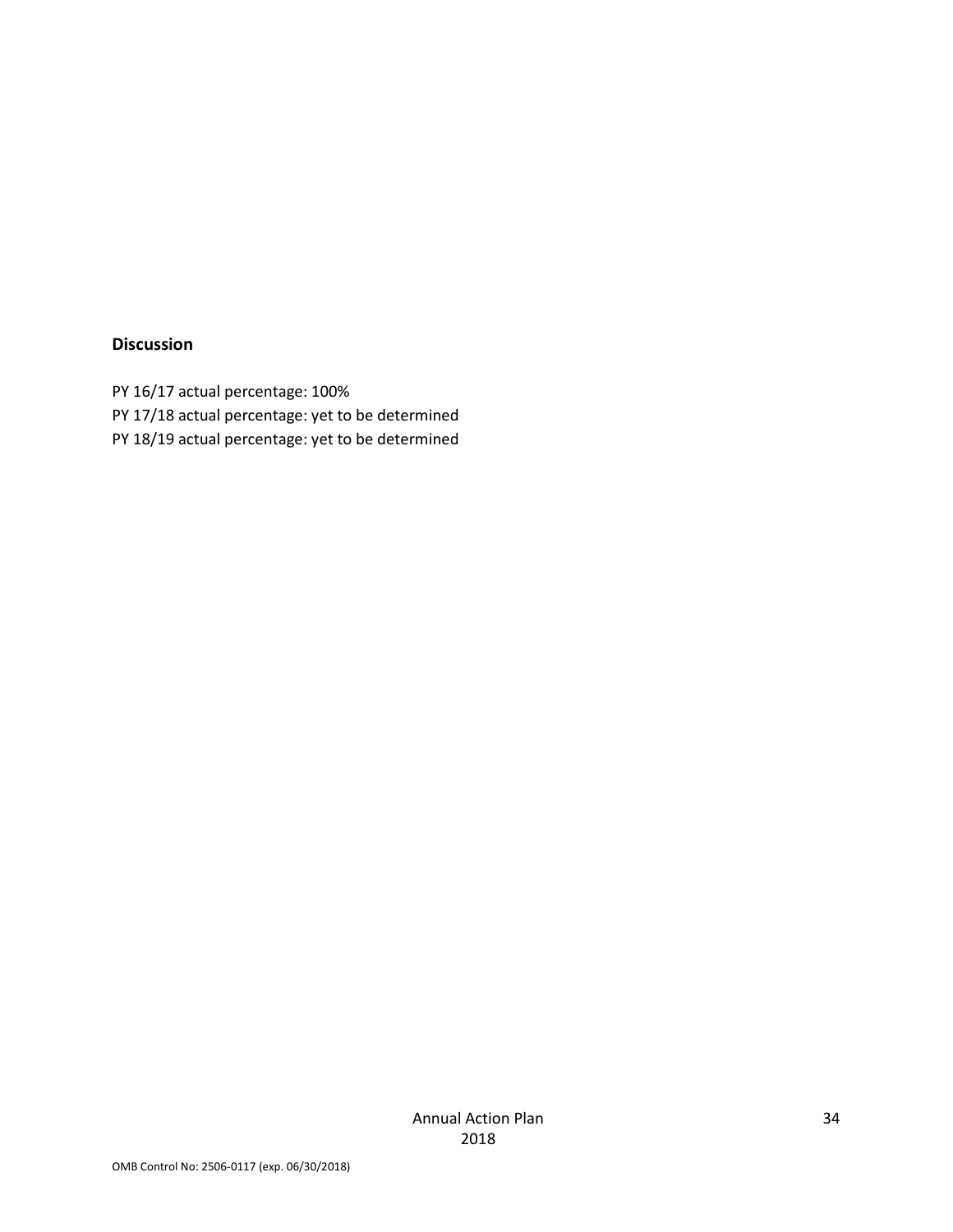**Discussion**

PY 16/17 actual percentage: 100%
PY 17/18 actual percentage: yet to be determined
PY 18/19 actual percentage: yet to be determined